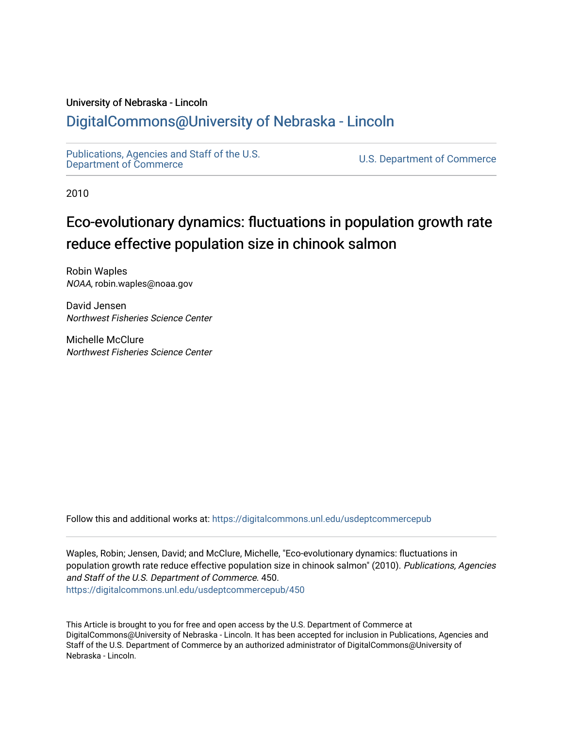University of Nebraska - Lincoln

## DigitalCommons@University of Nebraska - Lincoln

Publications, Agencies and Staff of the U.S. Department of Commerce

U.S. Department of Commerce

2010

# Eco-evolutionary dynamics: fluctuations in population growth rate reduce effective population size in chinook salmon

Robin Waples
*NOAA*, robin.waples@noaa.gov

David Jensen
*Northwest Fisheries Science Center*

Michelle McClure
*Northwest Fisheries Science Center*

Follow this and additional works at: https://digitalcommons.unl.edu/usdeptcommercepub

Waples, Robin; Jensen, David; and McClure, Michelle, "Eco-evolutionary dynamics: fluctuations in population growth rate reduce effective population size in chinook salmon" (2010). *Publications, Agencies and Staff of the U.S. Department of Commerce*. 450.
https://digitalcommons.unl.edu/usdeptcommercepub/450

This Article is brought to you for free and open access by the U.S. Department of Commerce at DigitalCommons@University of Nebraska - Lincoln. It has been accepted for inclusion in Publications, Agencies and Staff of the U.S. Department of Commerce by an authorized administrator of DigitalCommons@University of Nebraska - Lincoln.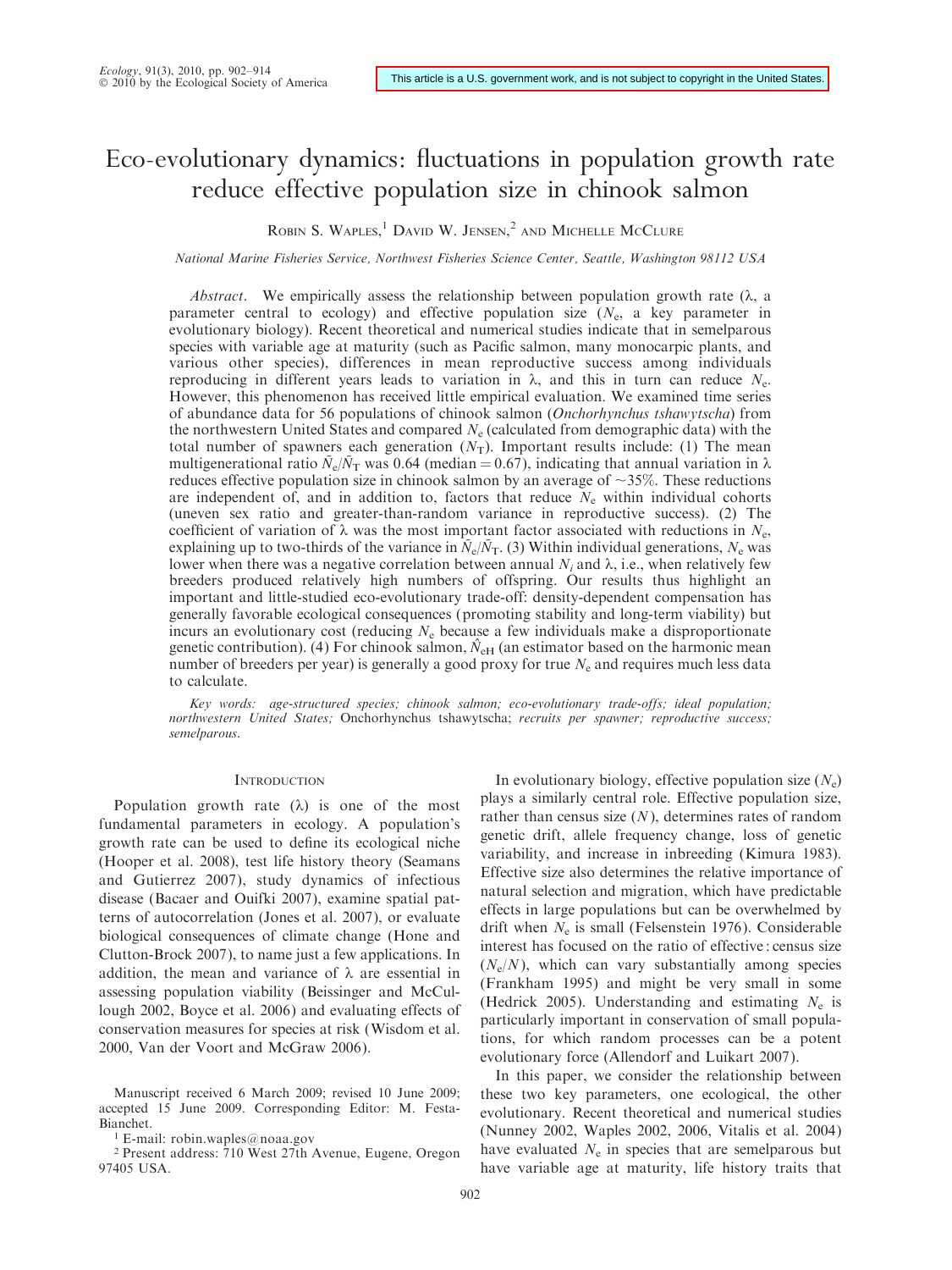# Eco-evolutionary dynamics: fluctuations in population growth rate reduce effective population size in chinook salmon

Robin S. Waples,[1] David W. Jensen,[2] and Michelle McClure

*National Marine Fisheries Service, Northwest Fisheries Science Center, Seattle, Washington 98112 USA*

*Abstract*. We empirically assess the relationship between population growth rate ($\lambda$, a parameter central to ecology) and effective population size ($N_e$, a key parameter in evolutionary biology). Recent theoretical and numerical studies indicate that in semelparous species with variable age at maturity (such as Pacific salmon, many monocarpic plants, and various other species), differences in mean reproductive success among individuals reproducing in different years leads to variation in $\lambda$, and this in turn can reduce $N_e$. However, this phenomenon has received little empirical evaluation. We examined time series of abundance data for 56 populations of chinook salmon (*Onchorhynchus tshawytscha*) from the northwestern United States and compared $N_e$ (calculated from demographic data) with the total number of spawners each generation ($N_T$). Important results include: (1) The mean multigenerational ratio $\bar{N}_e/\bar{N}_T$ was 0.64 (median = 0.67), indicating that annual variation in $\lambda$ reduces effective population size in chinook salmon by an average of ~35%. These reductions are independent of, and in addition to, factors that reduce $N_e$ within individual cohorts (uneven sex ratio and greater-than-random variance in reproductive success). (2) The coefficient of variation of $\lambda$ was the most important factor associated with reductions in $N_e$, explaining up to two-thirds of the variance in $\bar{N}_e/\bar{N}_T$. (3) Within individual generations, $N_e$ was lower when there was a negative correlation between annual $N_i$ and $\lambda$, i.e., when relatively few breeders produced relatively high numbers of offspring. Our results thus highlight an important and little-studied eco-evolutionary trade-off: density-dependent compensation has generally favorable ecological consequences (promoting stability and long-term viability) but incurs an evolutionary cost (reducing $N_e$ because a few individuals make a disproportionate genetic contribution). (4) For chinook salmon, $\hat{N}_{eH}$ (an estimator based on the harmonic mean number of breeders per year) is generally a good proxy for true $N_e$ and requires much less data to calculate.

*Key words: age-structured species; chinook salmon; eco-evolutionary trade-offs; ideal population; northwestern United States;* Onchorhynchus tshawytscha; *recruits per spawner; reproductive success; semelparous.*

## Introduction

Population growth rate ($\lambda$) is one of the most fundamental parameters in ecology. A population's growth rate can be used to define its ecological niche (Hooper et al. 2008), test life history theory (Seamans and Gutierrez 2007), study dynamics of infectious disease (Bacaer and Ouifki 2007), examine spatial patterns of autocorrelation (Jones et al. 2007), or evaluate biological consequences of climate change (Hone and Clutton-Brock 2007), to name just a few applications. In addition, the mean and variance of $\lambda$ are essential in assessing population viability (Beissinger and McCullough 2002, Boyce et al. 2006) and evaluating effects of conservation measures for species at risk (Wisdom et al. 2000, Van der Voort and McGraw 2006).

In evolutionary biology, effective population size ($N_e$) plays a similarly central role. Effective population size, rather than census size ($N$), determines rates of random genetic drift, allele frequency change, loss of genetic variability, and increase in inbreeding (Kimura 1983). Effective size also determines the relative importance of natural selection and migration, which have predictable effects in large populations but can be overwhelmed by drift when $N_e$ is small (Felsenstein 1976). Considerable interest has focused on the ratio of effective : census size ($N_e/N$), which can vary substantially among species (Frankham 1995) and might be very small in some (Hedrick 2005). Understanding and estimating $N_e$ is particularly important in conservation of small populations, for which random processes can be a potent evolutionary force (Allendorf and Luikart 2007).

In this paper, we consider the relationship between these two key parameters, one ecological, the other evolutionary. Recent theoretical and numerical studies (Nunney 2002, Waples 2002, 2006, Vitalis et al. 2004) have evaluated $N_e$ in species that are semelparous but have variable age at maturity, life history traits that

Manuscript received 6 March 2009; revised 10 June 2009; accepted 15 June 2009. Corresponding Editor: M. Festa-Bianchet.

[1] E-mail: robin.waples@noaa.gov

[2] Present address: 710 West 27th Avenue, Eugene, Oregon 97405 USA.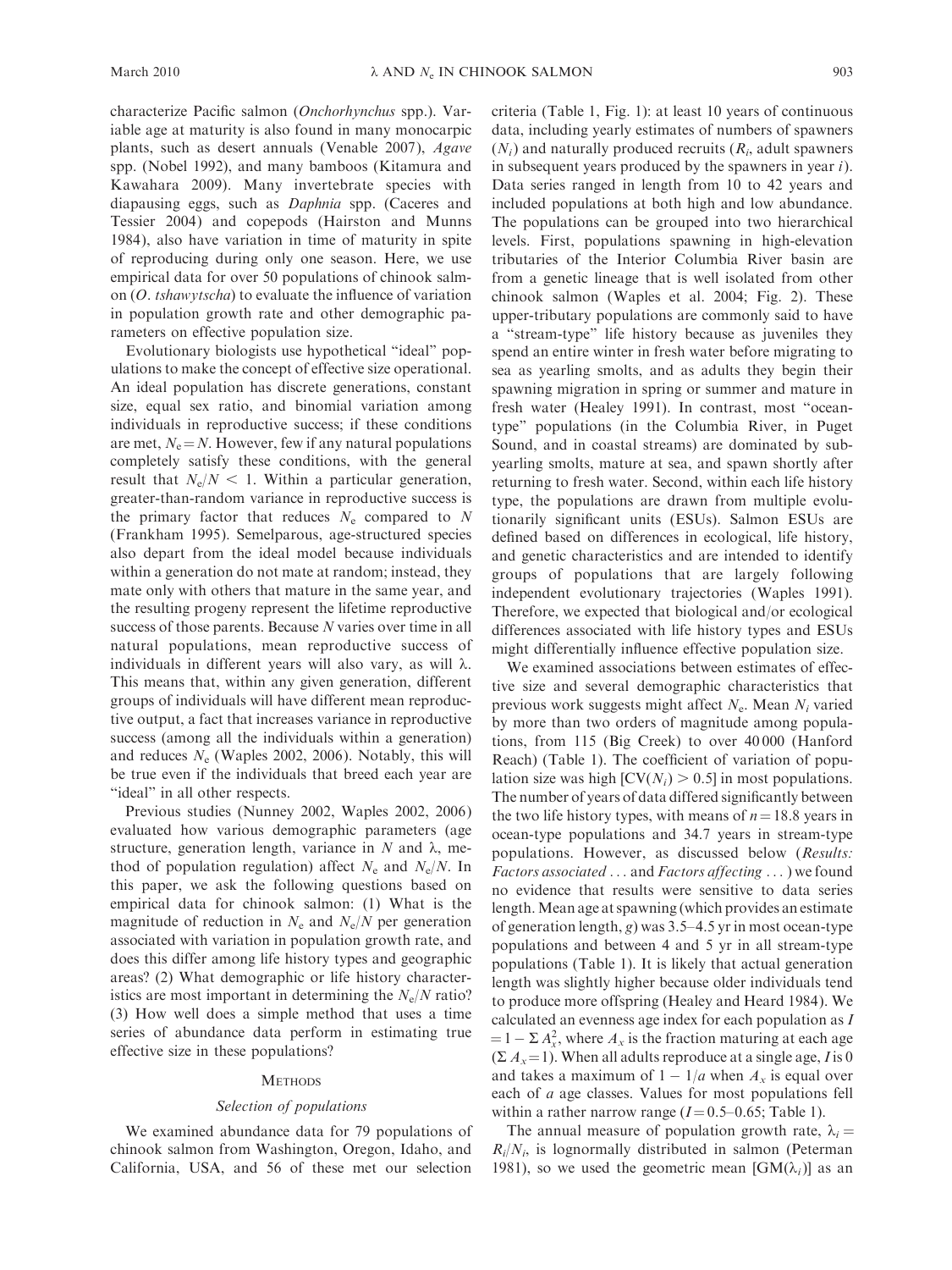characterize Pacific salmon (*Onchorhynchus* spp.). Variable age at maturity is also found in many monocarpic plants, such as desert annuals (Venable 2007), *Agave* spp. (Nobel 1992), and many bamboos (Kitamura and Kawahara 2009). Many invertebrate species with diapausing eggs, such as *Daphnia* spp. (Caceres and Tessier 2004) and copepods (Hairston and Munns 1984), also have variation in time of maturity in spite of reproducing during only one season. Here, we use empirical data for over 50 populations of chinook salmon (*O. tshawytscha*) to evaluate the influence of variation in population growth rate and other demographic parameters on effective population size.

Evolutionary biologists use hypothetical "ideal" populations to make the concept of effective size operational. An ideal population has discrete generations, constant size, equal sex ratio, and binomial variation among individuals in reproductive success; if these conditions are met, $N_e = N$. However, few if any natural populations completely satisfy these conditions, with the general result that $N_e/N < 1$. Within a particular generation, greater-than-random variance in reproductive success is the primary factor that reduces $N_e$ compared to $N$ (Frankham 1995). Semelparous, age-structured species also depart from the ideal model because individuals within a generation do not mate at random; instead, they mate only with others that mature in the same year, and the resulting progeny represent the lifetime reproductive success of those parents. Because $N$ varies over time in all natural populations, mean reproductive success of individuals in different years will also vary, as will $\lambda$. This means that, within any given generation, different groups of individuals will have different mean reproductive output, a fact that increases variance in reproductive success (among all the individuals within a generation) and reduces $N_e$ (Waples 2002, 2006). Notably, this will be true even if the individuals that breed each year are "ideal" in all other respects.

Previous studies (Nunney 2002, Waples 2002, 2006) evaluated how various demographic parameters (age structure, generation length, variance in $N$ and $\lambda$, method of population regulation) affect $N_e$ and $N_e/N$. In this paper, we ask the following questions based on empirical data for chinook salmon: (1) What is the magnitude of reduction in $N_e$ and $N_e/N$ per generation associated with variation in population growth rate, and does this differ among life history types and geographic areas? (2) What demographic or life history characteristics are most important in determining the $N_e/N$ ratio? (3) How well does a simple method that uses a time series of abundance data perform in estimating true effective size in these populations?

## Methods

### Selection of populations

We examined abundance data for 79 populations of chinook salmon from Washington, Oregon, Idaho, and California, USA, and 56 of these met our selection criteria (Table 1, Fig. 1): at least 10 years of continuous data, including yearly estimates of numbers of spawners ($N_i$) and naturally produced recruits ($R_i$, adult spawners in subsequent years produced by the spawners in year $i$). Data series ranged in length from 10 to 42 years and included populations at both high and low abundance. The populations can be grouped into two hierarchical levels. First, populations spawning in high-elevation tributaries of the Interior Columbia River basin are from a genetic lineage that is well isolated from other chinook salmon (Waples et al. 2004; Fig. 2). These upper-tributary populations are commonly said to have a "stream-type" life history because as juveniles they spend an entire winter in fresh water before migrating to sea as yearling smolts, and as adults they begin their spawning migration in spring or summer and mature in fresh water (Healey 1991). In contrast, most "ocean-type" populations (in the Columbia River, in Puget Sound, and in coastal streams) are dominated by subyearling smolts, mature at sea, and spawn shortly after returning to fresh water. Second, within each life history type, the populations are drawn from multiple evolutionarily significant units (ESUs). Salmon ESUs are defined based on differences in ecological, life history, and genetic characteristics and are intended to identify groups of populations that are largely following independent evolutionary trajectories (Waples 1991). Therefore, we expected that biological and/or ecological differences associated with life history types and ESUs might differentially influence effective population size.

We examined associations between estimates of effective size and several demographic characteristics that previous work suggests might affect $N_e$. Mean $N_i$ varied by more than two orders of magnitude among populations, from 115 (Big Creek) to over 40 000 (Hanford Reach) (Table 1). The coefficient of variation of population size was high [$CV(N_i) > 0.5$] in most populations. The number of years of data differed significantly between the two life history types, with means of $n = 18.8$ years in ocean-type populations and 34.7 years in stream-type populations. However, as discussed below (*Results: Factors associated* ... and *Factors affecting* ...) we found no evidence that results were sensitive to data series length. Mean age at spawning (which provides an estimate of generation length, $g$) was 3.5–4.5 yr in most ocean-type populations and between 4 and 5 yr in all stream-type populations (Table 1). It is likely that actual generation length was slightly higher because older individuals tend to produce more offspring (Healey and Heard 1984). We calculated an evenness age index for each population as $I = 1 - \Sigma A_x^2$, where $A_x$ is the fraction maturing at each age ($\Sigma A_x = 1$). When all adults reproduce at a single age, $I$ is 0 and takes a maximum of $1 - 1/a$ when $A_x$ is equal over each of $a$ age classes. Values for most populations fell within a rather narrow range ($I = 0.5$–$0.65$; Table 1).

The annual measure of population growth rate, $\lambda_i = R_i/N_i$, is lognormally distributed in salmon (Peterman 1981), so we used the geometric mean [$GM(\lambda_i)$] as an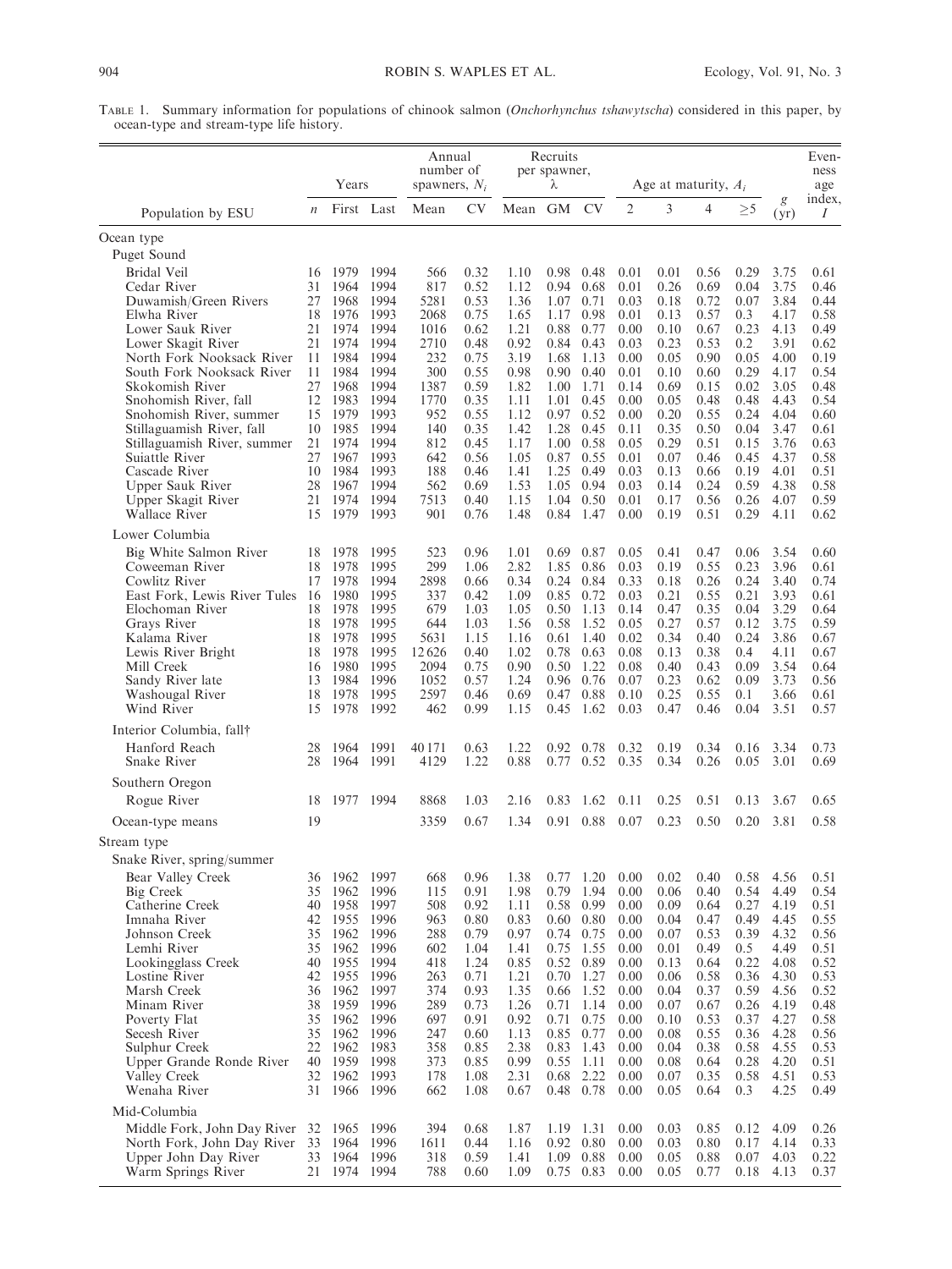TABLE 1. Summary information for populations of chinook salmon (*Onchorhynchus tshawytscha*) considered in this paper, by ocean-type and stream-type life history.

| Population by ESU | Years | | | Annual number of spawners, $N_i$ | | Recruits per spawner, λ | | | Age at maturity, $A_i$ | | | | $g$ (yr) | Evenness age index, $I$ |
|---|---|---|---|---|---|---|---|---|---|---|---|---|---|---|
| | $n$ | First | Last | Mean | CV | Mean | GM | CV | 2 | 3 | 4 | ≥5 | | |
| **Ocean type** | | | | | | | | | | | | | | |
| *Puget Sound* | | | | | | | | | | | | | | |
| Bridal Veil | 16 | 1979 | 1994 | 566 | 0.32 | 1.10 | 0.98 | 0.48 | 0.01 | 0.01 | 0.56 | 0.29 | 3.75 | 0.61 |
| Cedar River | 31 | 1964 | 1994 | 817 | 0.52 | 1.12 | 0.94 | 0.68 | 0.01 | 0.26 | 0.69 | 0.04 | 3.75 | 0.46 |
| Duwamish/Green Rivers | 27 | 1968 | 1994 | 5281 | 0.53 | 1.36 | 1.07 | 0.71 | 0.03 | 0.18 | 0.72 | 0.07 | 3.84 | 0.44 |
| Elwha River | 18 | 1976 | 1993 | 2068 | 0.75 | 1.65 | 1.17 | 0.98 | 0.01 | 0.13 | 0.57 | 0.3 | 4.17 | 0.58 |
| Lower Sauk River | 21 | 1974 | 1994 | 1016 | 0.62 | 1.21 | 0.88 | 0.77 | 0.00 | 0.10 | 0.67 | 0.23 | 4.13 | 0.49 |
| Lower Skagit River | 21 | 1974 | 1994 | 2710 | 0.48 | 0.92 | 0.84 | 0.43 | 0.03 | 0.23 | 0.53 | 0.2 | 3.91 | 0.62 |
| North Fork Nooksack River | 11 | 1984 | 1994 | 232 | 0.75 | 3.19 | 1.68 | 1.13 | 0.00 | 0.05 | 0.90 | 0.05 | 4.00 | 0.19 |
| South Fork Nooksack River | 11 | 1984 | 1994 | 300 | 0.55 | 0.98 | 0.90 | 0.40 | 0.01 | 0.10 | 0.60 | 0.29 | 4.17 | 0.54 |
| Skokomish River | 27 | 1968 | 1994 | 1387 | 0.59 | 1.82 | 1.00 | 1.71 | 0.14 | 0.69 | 0.15 | 0.02 | 3.05 | 0.48 |
| Snohomish River, fall | 12 | 1983 | 1994 | 1770 | 0.35 | 1.11 | 1.01 | 0.45 | 0.00 | 0.05 | 0.48 | 0.48 | 4.43 | 0.54 |
| Snohomish River, summer | 15 | 1979 | 1993 | 952 | 0.55 | 1.12 | 0.97 | 0.52 | 0.00 | 0.20 | 0.55 | 0.24 | 4.04 | 0.60 |
| Stillaguamish River, fall | 10 | 1985 | 1994 | 140 | 0.35 | 1.42 | 1.28 | 0.45 | 0.11 | 0.35 | 0.50 | 0.04 | 3.47 | 0.61 |
| Stillaguamish River, summer | 21 | 1974 | 1994 | 812 | 0.45 | 1.17 | 1.00 | 0.58 | 0.05 | 0.29 | 0.51 | 0.15 | 3.76 | 0.63 |
| Suiattle River | 27 | 1967 | 1993 | 642 | 0.56 | 1.05 | 0.87 | 0.55 | 0.01 | 0.07 | 0.46 | 0.45 | 4.37 | 0.58 |
| Cascade River | 10 | 1984 | 1993 | 188 | 0.46 | 1.41 | 1.25 | 0.49 | 0.03 | 0.13 | 0.66 | 0.19 | 4.01 | 0.51 |
| Upper Sauk River | 28 | 1967 | 1994 | 562 | 0.69 | 1.53 | 1.05 | 0.94 | 0.03 | 0.14 | 0.24 | 0.59 | 4.38 | 0.58 |
| Upper Skagit River | 21 | 1974 | 1994 | 7513 | 0.40 | 1.15 | 1.04 | 0.50 | 0.01 | 0.17 | 0.56 | 0.26 | 4.07 | 0.59 |
| Wallace River | 15 | 1979 | 1993 | 901 | 0.76 | 1.48 | 0.84 | 1.47 | 0.00 | 0.19 | 0.51 | 0.29 | 4.11 | 0.62 |
| *Lower Columbia* | | | | | | | | | | | | | | |
| Big White Salmon River | 18 | 1978 | 1995 | 523 | 0.96 | 1.01 | 0.69 | 0.87 | 0.05 | 0.41 | 0.47 | 0.06 | 3.54 | 0.60 |
| Coweeman River | 18 | 1978 | 1995 | 299 | 1.06 | 2.82 | 1.85 | 0.86 | 0.03 | 0.19 | 0.55 | 0.23 | 3.96 | 0.61 |
| Cowlitz River | 17 | 1978 | 1994 | 2898 | 0.66 | 0.34 | 0.24 | 0.84 | 0.33 | 0.18 | 0.26 | 0.24 | 3.40 | 0.74 |
| East Fork, Lewis River Tules | 16 | 1980 | 1995 | 337 | 0.42 | 1.09 | 0.85 | 0.72 | 0.03 | 0.21 | 0.55 | 0.21 | 3.93 | 0.61 |
| Elochoman River | 18 | 1978 | 1995 | 679 | 1.03 | 1.05 | 0.50 | 1.13 | 0.14 | 0.47 | 0.35 | 0.04 | 3.29 | 0.64 |
| Grays River | 18 | 1978 | 1995 | 644 | 1.03 | 1.56 | 0.58 | 1.52 | 0.05 | 0.27 | 0.57 | 0.12 | 3.75 | 0.59 |
| Kalama River | 18 | 1978 | 1995 | 5631 | 1.15 | 1.16 | 0.61 | 1.40 | 0.02 | 0.34 | 0.40 | 0.24 | 3.86 | 0.67 |
| Lewis River Bright | 18 | 1978 | 1995 | 12626 | 0.40 | 1.02 | 0.78 | 0.63 | 0.08 | 0.13 | 0.38 | 0.4 | 4.11 | 0.67 |
| Mill Creek | 16 | 1980 | 1995 | 2094 | 0.75 | 0.90 | 0.50 | 1.22 | 0.08 | 0.40 | 0.43 | 0.09 | 3.54 | 0.64 |
| Sandy River late | 13 | 1984 | 1996 | 1052 | 0.57 | 1.24 | 0.96 | 0.76 | 0.07 | 0.23 | 0.62 | 0.09 | 3.73 | 0.56 |
| Washougal River | 18 | 1978 | 1995 | 2597 | 0.46 | 0.69 | 0.47 | 0.88 | 0.10 | 0.25 | 0.55 | 0.1 | 3.66 | 0.61 |
| Wind River | 15 | 1978 | 1992 | 462 | 0.99 | 1.15 | 0.45 | 1.62 | 0.03 | 0.47 | 0.46 | 0.04 | 3.51 | 0.57 |
| *Interior Columbia, fall†* | | | | | | | | | | | | | | |
| Hanford Reach | 28 | 1964 | 1991 | 40171 | 0.63 | 1.22 | 0.92 | 0.78 | 0.32 | 0.19 | 0.34 | 0.16 | 3.34 | 0.73 |
| Snake River | 28 | 1964 | 1991 | 4129 | 1.22 | 0.88 | 0.77 | 0.52 | 0.35 | 0.34 | 0.26 | 0.05 | 3.01 | 0.69 |
| *Southern Oregon* | | | | | | | | | | | | | | |
| Rogue River | 18 | 1977 | 1994 | 8868 | 1.03 | 2.16 | 0.83 | 1.62 | 0.11 | 0.25 | 0.51 | 0.13 | 3.67 | 0.65 |
| Ocean-type means | 19 | | | 3359 | 0.67 | 1.34 | 0.91 | 0.88 | 0.07 | 0.23 | 0.50 | 0.20 | 3.81 | 0.58 |
| **Stream type** | | | | | | | | | | | | | | |
| *Snake River, spring/summer* | | | | | | | | | | | | | | |
| Bear Valley Creek | 36 | 1962 | 1997 | 668 | 0.96 | 1.38 | 0.77 | 1.20 | 0.00 | 0.02 | 0.40 | 0.58 | 4.56 | 0.51 |
| Big Creek | 35 | 1962 | 1996 | 115 | 0.91 | 1.98 | 0.79 | 1.94 | 0.00 | 0.06 | 0.40 | 0.54 | 4.49 | 0.54 |
| Catherine Creek | 40 | 1958 | 1997 | 508 | 0.92 | 1.11 | 0.58 | 0.99 | 0.00 | 0.09 | 0.64 | 0.27 | 4.19 | 0.51 |
| Imnaha River | 42 | 1955 | 1996 | 963 | 0.80 | 0.83 | 0.60 | 0.80 | 0.00 | 0.04 | 0.47 | 0.49 | 4.45 | 0.55 |
| Johnson Creek | 35 | 1962 | 1996 | 288 | 0.79 | 0.97 | 0.74 | 0.75 | 0.00 | 0.07 | 0.53 | 0.39 | 4.32 | 0.56 |
| Lemhi River | 35 | 1962 | 1996 | 602 | 1.04 | 1.41 | 0.75 | 1.55 | 0.00 | 0.01 | 0.49 | 0.5 | 4.49 | 0.51 |
| Lookingglass Creek | 40 | 1955 | 1994 | 418 | 1.24 | 0.85 | 0.52 | 0.89 | 0.00 | 0.13 | 0.64 | 0.22 | 4.08 | 0.52 |
| Lostine River | 42 | 1955 | 1996 | 263 | 0.71 | 1.21 | 0.70 | 1.27 | 0.00 | 0.06 | 0.58 | 0.36 | 4.30 | 0.53 |
| Marsh Creek | 36 | 1962 | 1997 | 374 | 0.93 | 1.35 | 0.66 | 1.52 | 0.00 | 0.04 | 0.37 | 0.59 | 4.56 | 0.52 |
| Minam River | 38 | 1959 | 1996 | 289 | 0.73 | 1.26 | 0.71 | 1.14 | 0.00 | 0.07 | 0.67 | 0.26 | 4.19 | 0.48 |
| Poverty Flat | 35 | 1962 | 1996 | 697 | 0.91 | 0.92 | 0.71 | 0.75 | 0.00 | 0.10 | 0.53 | 0.37 | 4.27 | 0.58 |
| Secesh River | 35 | 1962 | 1996 | 247 | 0.60 | 1.13 | 0.85 | 0.77 | 0.00 | 0.08 | 0.55 | 0.36 | 4.28 | 0.56 |
| Sulphur Creek | 22 | 1962 | 1983 | 358 | 0.85 | 2.38 | 0.83 | 1.43 | 0.00 | 0.04 | 0.38 | 0.58 | 4.55 | 0.53 |
| Upper Grande Ronde River | 40 | 1959 | 1998 | 373 | 0.85 | 0.99 | 0.55 | 1.11 | 0.00 | 0.08 | 0.64 | 0.28 | 4.20 | 0.51 |
| Valley Creek | 32 | 1962 | 1993 | 178 | 1.08 | 2.31 | 0.68 | 2.22 | 0.00 | 0.07 | 0.35 | 0.58 | 4.51 | 0.53 |
| Wenaha River | 31 | 1966 | 1996 | 662 | 1.08 | 0.67 | 0.48 | 0.78 | 0.00 | 0.05 | 0.64 | 0.3 | 4.25 | 0.49 |
| *Mid-Columbia* | | | | | | | | | | | | | | |
| Middle Fork, John Day River | 32 | 1965 | 1996 | 394 | 0.68 | 1.87 | 1.19 | 1.31 | 0.00 | 0.03 | 0.85 | 0.12 | 4.09 | 0.26 |
| North Fork, John Day River | 33 | 1964 | 1996 | 1611 | 0.44 | 1.16 | 0.92 | 0.80 | 0.00 | 0.03 | 0.80 | 0.17 | 4.14 | 0.33 |
| Upper John Day River | 33 | 1964 | 1996 | 318 | 0.59 | 1.41 | 1.09 | 0.88 | 0.00 | 0.05 | 0.88 | 0.07 | 4.03 | 0.22 |
| Warm Springs River | 21 | 1974 | 1994 | 788 | 0.60 | 1.09 | 0.75 | 0.83 | 0.00 | 0.05 | 0.77 | 0.18 | 4.13 | 0.37 |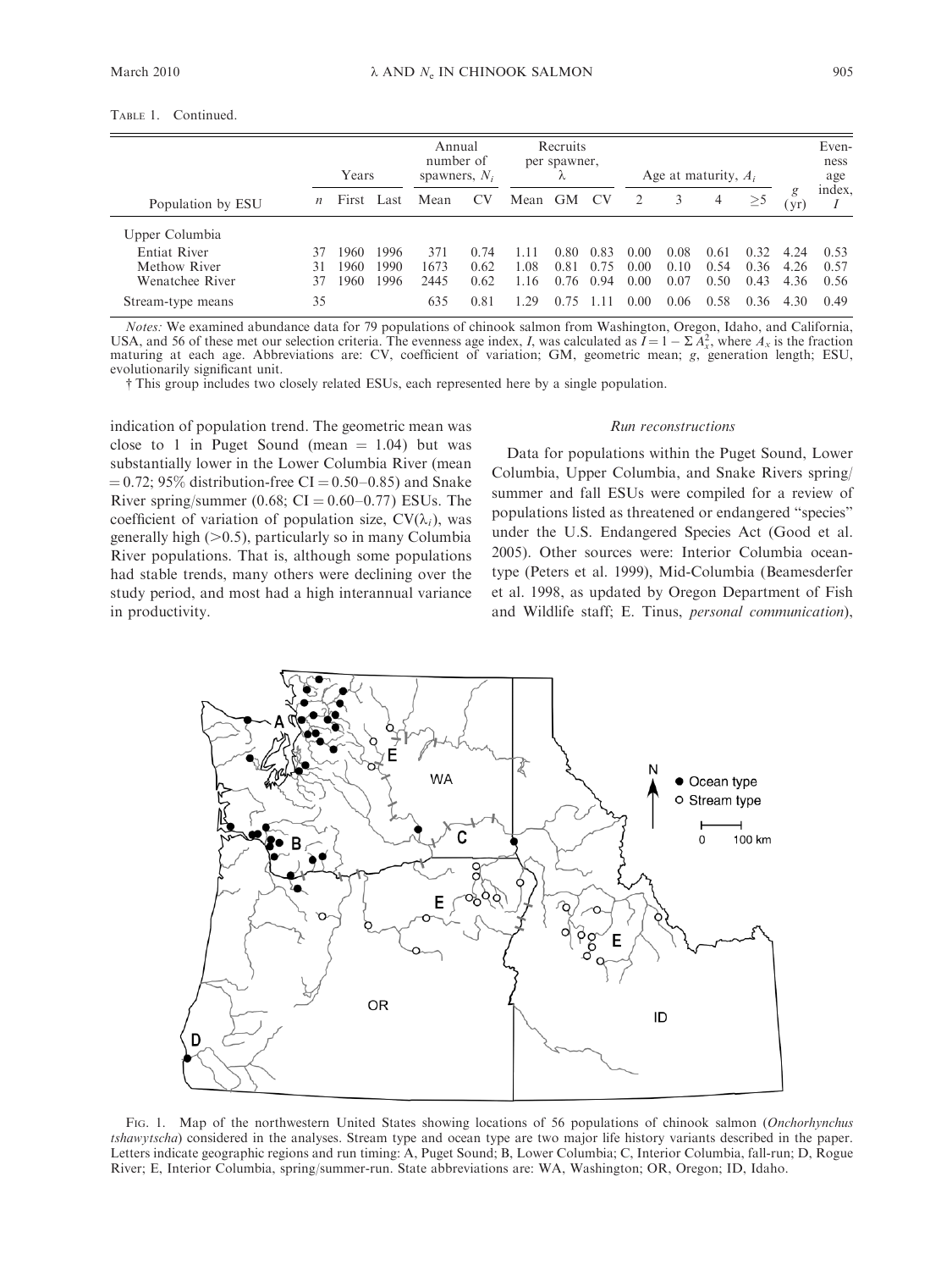TABLE 1. Continued.

| Population by ESU | Years | | | Annual number of spawners, $N_i$ | | Recruits per spawner, $\lambda$ | | | Age at maturity, $A_i$ | | | | $g$ (yr) | Evenness age index, $I$ |
|---|---|---|---|---|---|---|---|---|---|---|---|---|---|---|
| | $n$ | First | Last | Mean | CV | Mean | GM | CV | 2 | 3 | 4 | ≥5 | | |
| Upper Columbia | | | | | | | | | | | | | | |
| Entiat River | 37 | 1960 | 1996 | 371 | 0.74 | 1.11 | 0.80 | 0.83 | 0.00 | 0.08 | 0.61 | 0.32 | 4.24 | 0.53 |
| Methow River | 31 | 1960 | 1990 | 1673 | 0.62 | 1.08 | 0.81 | 0.75 | 0.00 | 0.10 | 0.54 | 0.36 | 4.26 | 0.57 |
| Wenatchee River | 37 | 1960 | 1996 | 2445 | 0.62 | 1.16 | 0.76 | 0.94 | 0.00 | 0.07 | 0.50 | 0.43 | 4.36 | 0.56 |
| Stream-type means | 35 | | | 635 | 0.81 | 1.29 | 0.75 | 1.11 | 0.00 | 0.06 | 0.58 | 0.36 | 4.30 | 0.49 |

*Notes:* We examined abundance data for 79 populations of chinook salmon from Washington, Oregon, Idaho, and California, USA, and 56 of these met our selection criteria. The evenness age index, $I$, was calculated as $I = 1 - \Sigma A_x^2$, where $A_x$ is the fraction maturing at each age. Abbreviations are: CV, coefficient of variation; GM, geometric mean; $g$, generation length; ESU, evolutionarily significant unit.

† This group includes two closely related ESUs, each represented here by a single population.

indication of population trend. The geometric mean was close to 1 in Puget Sound (mean = 1.04) but was substantially lower in the Lower Columbia River (mean = 0.72; 95% distribution-free CI = 0.50–0.85) and Snake River spring/summer (0.68; CI = 0.60–0.77) ESUs. The coefficient of variation of population size, CV($\lambda_i$), was generally high (>0.5), particularly so in many Columbia River populations. That is, although some populations had stable trends, many others were declining over the study period, and most had a high interannual variance in productivity.

### Run reconstructions

Data for populations within the Puget Sound, Lower Columbia, Upper Columbia, and Snake Rivers spring/summer and fall ESUs were compiled for a review of populations listed as threatened or endangered "species" under the U.S. Endangered Species Act (Good et al. 2005). Other sources were: Interior Columbia ocean-type (Peters et al. 1999), Mid-Columbia (Beamesderfer et al. 1998, as updated by Oregon Department of Fish and Wildlife staff; E. Tinus, *personal communication*),

FIG. 1. Map of the northwestern United States showing locations of 56 populations of chinook salmon (*Onchorhynchus tshawytscha*) considered in the analyses. Stream type and ocean type are two major life history variants described in the paper. Letters indicate geographic regions and run timing: A, Puget Sound; B, Lower Columbia; C, Interior Columbia, fall-run; D, Rogue River; E, Interior Columbia, spring/summer-run. State abbreviations are: WA, Washington; OR, Oregon; ID, Idaho.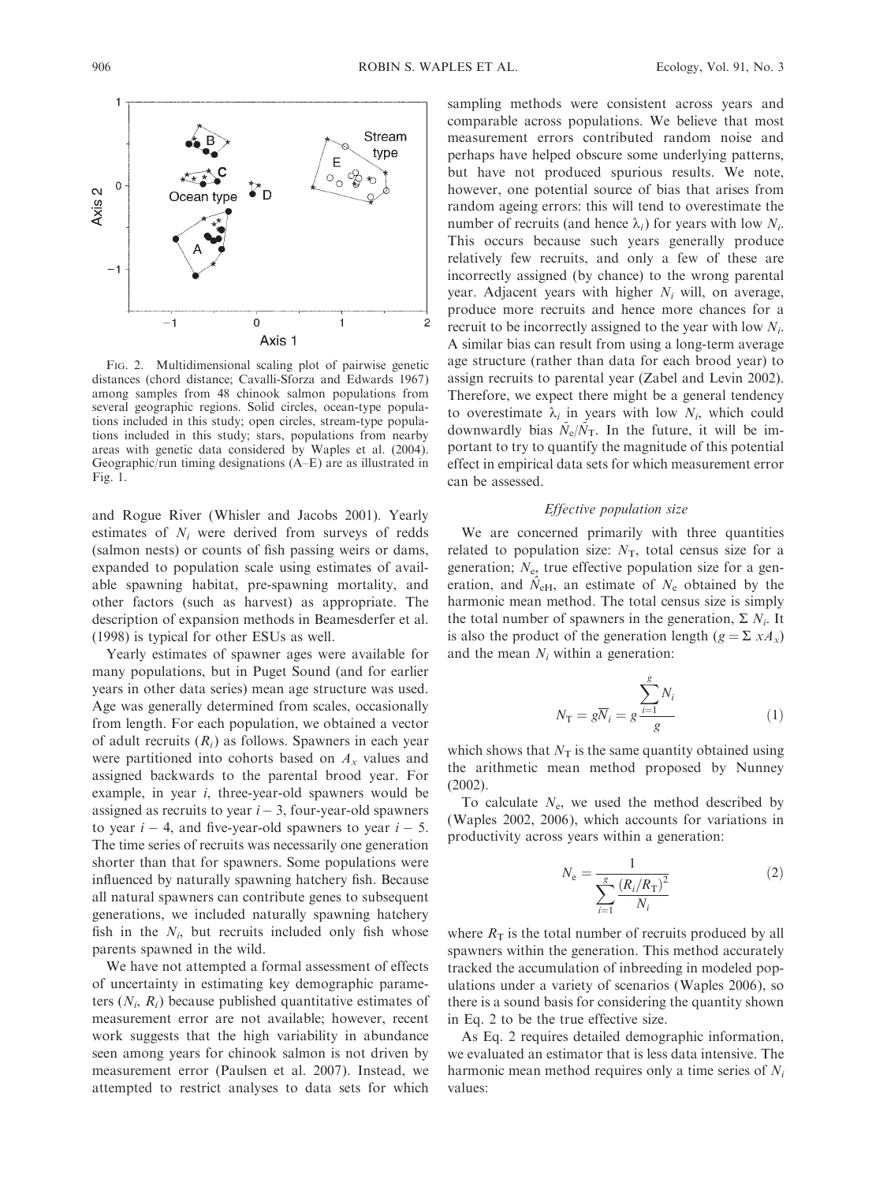FIG. 2. Multidimensional scaling plot of pairwise genetic distances (chord distance; Cavalli-Sforza and Edwards 1967) among samples from 48 chinook salmon populations from several geographic regions. Solid circles, ocean-type populations included in this study; open circles, stream-type populations included in this study; stars, populations from nearby areas with genetic data considered by Waples et al. (2004). Geographic/run timing designations (A–E) are as illustrated in Fig. 1.

and Rogue River (Whisler and Jacobs 2001). Yearly estimates of $N_i$ were derived from surveys of redds (salmon nests) or counts of fish passing weirs or dams, expanded to population scale using estimates of available spawning habitat, pre-spawning mortality, and other factors (such as harvest) as appropriate. The description of expansion methods in Beamesderfer et al. (1998) is typical for other ESUs as well.

Yearly estimates of spawner ages were available for many populations, but in Puget Sound (and for earlier years in other data series) mean age structure was used. Age was generally determined from scales, occasionally from length. For each population, we obtained a vector of adult recruits ($R_i$) as follows. Spawners in each year were partitioned into cohorts based on $A_x$ values and assigned backwards to the parental brood year. For example, in year $i$, three-year-old spawners would be assigned as recruits to year $i - 3$, four-year-old spawners to year $i - 4$, and five-year-old spawners to year $i - 5$. The time series of recruits was necessarily one generation shorter than that for spawners. Some populations were influenced by naturally spawning hatchery fish. Because all natural spawners can contribute genes to subsequent generations, we included naturally spawning hatchery fish in the $N_i$, but recruits included only fish whose parents spawned in the wild.

We have not attempted a formal assessment of effects of uncertainty in estimating key demographic parameters ($N_i$, $R_i$) because published quantitative estimates of measurement error are not available; however, recent work suggests that the high variability in abundance seen among years for chinook salmon is not driven by measurement error (Paulsen et al. 2007). Instead, we attempted to restrict analyses to data sets for which sampling methods were consistent across years and comparable across populations. We believe that most measurement errors contributed random noise and perhaps have helped obscure some underlying patterns, but have not produced spurious results. We note, however, one potential source of bias that arises from random ageing errors: this will tend to overestimate the number of recruits (and hence $\lambda_i$) for years with low $N_i$. This occurs because such years generally produce relatively few recruits, and only a few of these are incorrectly assigned (by chance) to the wrong parental year. Adjacent years with higher $N_i$ will, on average, produce more recruits and hence more chances for a recruit to be incorrectly assigned to the year with low $N_i$. A similar bias can result from using a long-term average age structure (rather than data for each brood year) to assign recruits to parental year (Zabel and Levin 2002). Therefore, we expect there might be a general tendency to overestimate $\lambda_i$ in years with low $N_i$, which could downwardly bias $\hat{N}_e/\hat{N}_T$. In the future, it will be important to try to quantify the magnitude of this potential effect in empirical data sets for which measurement error can be assessed.

### *Effective population size*

We are concerned primarily with three quantities related to population size: $N_T$, total census size for a generation; $N_e$, true effective population size for a generation, and $\hat{N}_{eH}$, an estimate of $N_e$ obtained by the harmonic mean method. The total census size is simply the total number of spawners in the generation, $\Sigma N_i$. It is also the product of the generation length ($g = \Sigma xA_x$) and the mean $N_i$ within a generation:

$$N_T = g\bar{N}_i = g\frac{\sum_{i=1}^{g} N_i}{g} \tag{1}$$

which shows that $N_T$ is the same quantity obtained using the arithmetic mean method proposed by Nunney (2002).

To calculate $N_e$, we used the method described by (Waples 2002, 2006), which accounts for variations in productivity across years within a generation:

$$N_e = \frac{1}{\sum_{i=1}^{g} \frac{(R_i/R_T)^2}{N_i}} \tag{2}$$

where $R_T$ is the total number of recruits produced by all spawners within the generation. This method accurately tracked the accumulation of inbreeding in modeled populations under a variety of scenarios (Waples 2006), so there is a sound basis for considering the quantity shown in Eq. 2 to be the true effective size.

As Eq. 2 requires detailed demographic information, we evaluated an estimator that is less data intensive. The harmonic mean method requires only a time series of $N_i$ values: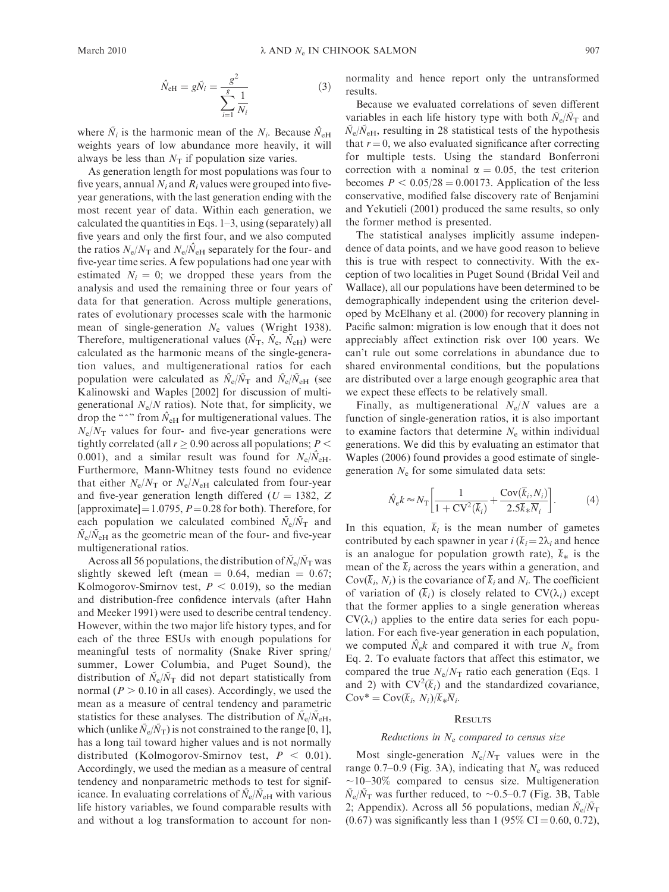$$\hat{N}_{eH} = g\tilde{N}_i = \frac{g^2}{\sum_{i=1}^{g} \frac{1}{N_i}} \tag{3}$$

where $\tilde{N}_i$ is the harmonic mean of the $N_i$. Because $\hat{N}_{eH}$ weights years of low abundance more heavily, it will always be less than $N_T$ if population size varies.

As generation length for most populations was four to five years, annual $N_i$ and $R_i$ values were grouped into five-year generations, with the last generation ending with the most recent year of data. Within each generation, we calculated the quantities in Eqs. 1–3, using (separately) all five years and only the first four, and we also computed the ratios $N_e/N_T$ and $N_e/\hat{N}_{eH}$ separately for the four- and five-year time series. A few populations had one year with estimated $N_i = 0$; we dropped these years from the analysis and used the remaining three or four years of data for that generation. Across multiple generations, rates of evolutionary processes scale with the harmonic mean of single-generation $N_e$ values (Wright 1938). Therefore, multigenerational values ($\tilde{N}_T$, $\tilde{N}_e$, $\tilde{N}_{eH}$) were calculated as the harmonic means of the single-generation values, and multigenerational ratios for each population were calculated as $\tilde{N}_e/\tilde{N}_T$ and $\tilde{N}_e/\tilde{N}_{eH}$ (see Kalinowski and Waples [2002] for discussion of multigenerational $N_e/N$ ratios). Note that, for simplicity, we drop the "^" from $\hat{N}_{eH}$ for multigenerational values. The $N_e/N_T$ values for four- and five-year generations were tightly correlated (all $r \geq 0.90$ across all populations; $P < 0.001$), and a similar result was found for $N_e/\hat{N}_{eH}$. Furthermore, Mann-Whitney tests found no evidence that either $N_e/N_T$ or $N_e/N_{eH}$ calculated from four-year and five-year generation length differed ($U = 1382$, $Z$ [approximate] $= 1.0795$, $P = 0.28$ for both). Therefore, for each population we calculated combined $\tilde{N}_e/\tilde{N}_T$ and $\tilde{N}_e/\tilde{N}_{eH}$ as the geometric mean of the four- and five-year multigenerational ratios.

Across all 56 populations, the distribution of $\tilde{N}_e/\tilde{N}_T$ was slightly skewed left (mean $= 0.64$, median $= 0.67$; Kolmogorov-Smirnov test, $P < 0.019$), so the median and distribution-free confidence intervals (after Hahn and Meeker 1991) were used to describe central tendency. However, within the two major life history types, and for each of the three ESUs with enough populations for meaningful tests of normality (Snake River spring/summer, Lower Columbia, and Puget Sound), the distribution of $\tilde{N}_e/\tilde{N}_T$ did not depart statistically from normal ($P > 0.10$ in all cases). Accordingly, we used the mean as a measure of central tendency and parametric statistics for these analyses. The distribution of $\tilde{N}_e/\tilde{N}_{eH}$, which (unlike $\tilde{N}_e/\tilde{N}_T$) is not constrained to the range [0, 1], has a long tail toward higher values and is not normally distributed (Kolmogorov-Smirnov test, $P < 0.01$). Accordingly, we used the median as a measure of central tendency and nonparametric methods to test for significance. In evaluating correlations of $\tilde{N}_e/\tilde{N}_{eH}$ with various life history variables, we found comparable results with and without a log transformation to account for nonnormality and hence report only the untransformed results.

Because we evaluated correlations of seven different variables in each life history type with both $\tilde{N}_e/\tilde{N}_T$ and $\tilde{N}_e/\tilde{N}_{eH}$, resulting in 28 statistical tests of the hypothesis that $r = 0$, we also evaluated significance after correcting for multiple tests. Using the standard Bonferroni correction with a nominal $\alpha = 0.05$, the test criterion becomes $P < 0.05/28 = 0.00173$. Application of the less conservative, modified false discovery rate of Benjamini and Yekutieli (2001) produced the same results, so only the former method is presented.

The statistical analyses implicitly assume independence of data points, and we have good reason to believe this is true with respect to connectivity. With the exception of two localities in Puget Sound (Bridal Veil and Wallace), all our populations have been determined to be demographically independent using the criterion developed by McElhany et al. (2000) for recovery planning in Pacific salmon: migration is low enough that it does not appreciably affect extinction risk over 100 years. We can't rule out some correlations in abundance due to shared environmental conditions, but the populations are distributed over a large enough geographic area that we expect these effects to be relatively small.

Finally, as multigenerational $N_e/N$ values are a function of single-generation ratios, it is also important to examine factors that determine $N_e$ within individual generations. We did this by evaluating an estimator that Waples (2006) found provides a good estimate of single-generation $N_e$ for some simulated data sets:

$$\hat{N}_e k \approx N_T \left[ \frac{1}{1 + \mathrm{CV}^2(\bar{k}_i)} + \frac{\mathrm{Cov}(\bar{k}_i, N_i)}{2.5\bar{k}_* \overline{N}_i} \right]. \tag{4}$$

In this equation, $\bar{k}_i$ is the mean number of gametes contributed by each spawner in year $i$ ($\bar{k}_i = 2\lambda_i$ and hence is an analogue for population growth rate), $\bar{k}_*$ is the mean of the $\bar{k}_i$ across the years within a generation, and $\mathrm{Cov}(\bar{k}_i, N_i)$ is the covariance of $\bar{k}_i$ and $N_i$. The coefficient of variation of ($\bar{k}_i$) is closely related to $\mathrm{CV}(\lambda_i)$ except that the former applies to a single generation whereas $\mathrm{CV}(\lambda_i)$ applies to the entire data series for each population. For each five-year generation in each population, we computed $\hat{N}_e k$ and compared it with true $N_e$ from Eq. 2. To evaluate factors that affect this estimator, we compared the true $N_e/N_T$ ratio each generation (Eqs. 1 and 2) with $\mathrm{CV}^2(\bar{k}_i)$ and the standardized covariance, $\mathrm{Cov}^* = \mathrm{Cov}(\bar{k}_i, N_i)/\bar{k}_* \overline{N}_i$.

## Results

### *Reductions in $N_e$ compared to census size*

Most single-generation $N_e/N_T$ values were in the range 0.7–0.9 (Fig. 3A), indicating that $N_e$ was reduced ~10–30% compared to census size. Multigeneration $\tilde{N}_e/\tilde{N}_T$ was further reduced, to ~0.5–0.7 (Fig. 3B, Table 2; Appendix). Across all 56 populations, median $\tilde{N}_e/\tilde{N}_T$ (0.67) was significantly less than 1 (95% CI = 0.60, 0.72),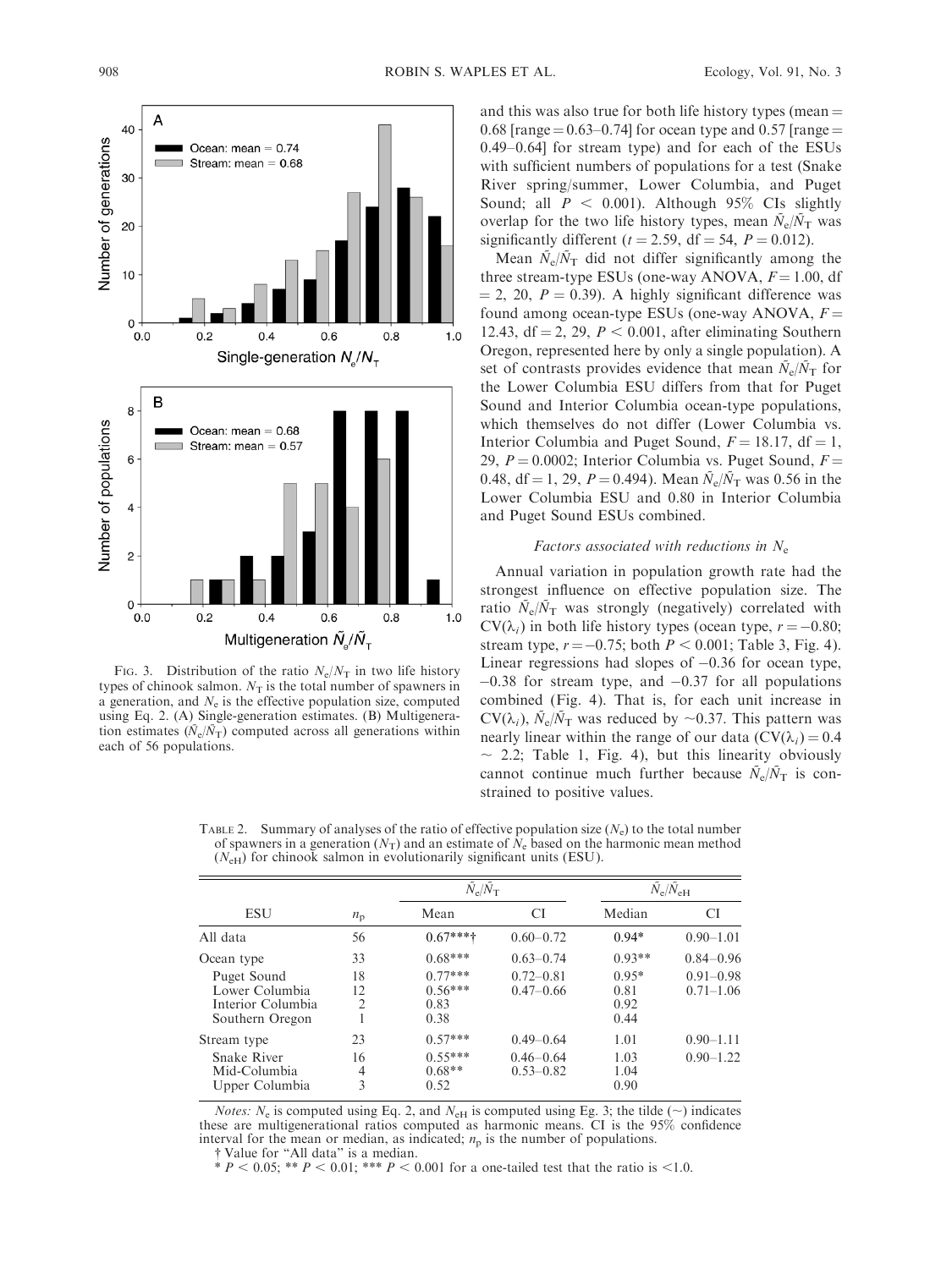FIG. 3. Distribution of the ratio $N_e/N_T$ in two life history types of chinook salmon. $N_T$ is the total number of spawners in a generation, and $N_e$ is the effective population size, computed using Eq. 2. (A) Single-generation estimates. (B) Multigeneration estimates ($\tilde{N}_e/\tilde{N}_T$) computed across all generations within each of 56 populations.

and this was also true for both life history types (mean = 0.68 [range = 0.63–0.74] for ocean type and 0.57 [range = 0.49–0.64] for stream type) and for each of the ESUs with sufficient numbers of populations for a test (Snake River spring/summer, Lower Columbia, and Puget Sound; all $P < 0.001$). Although 95% CIs slightly overlap for the two life history types, mean $\tilde{N}_e/\tilde{N}_T$ was significantly different ($t = 2.59$, df = 54, $P = 0.012$).

Mean $\tilde{N}_e/\tilde{N}_T$ did not differ significantly among the three stream-type ESUs (one-way ANOVA, $F = 1.00$, df = 2, 20, $P = 0.39$). A highly significant difference was found among ocean-type ESUs (one-way ANOVA, $F = 12.43$, df = 2, 29, $P < 0.001$, after eliminating Southern Oregon, represented here by only a single population). A set of contrasts provides evidence that mean $\tilde{N}_e/\tilde{N}_T$ for the Lower Columbia ESU differs from that for Puget Sound and Interior Columbia ocean-type populations, which themselves do not differ (Lower Columbia vs. Interior Columbia and Puget Sound, $F = 18.17$, df = 1, 29, $P = 0.0002$; Interior Columbia vs. Puget Sound, $F = 0.48$, df = 1, 29, $P = 0.494$). Mean $\tilde{N}_e/\tilde{N}_T$ was 0.56 in the Lower Columbia ESU and 0.80 in Interior Columbia and Puget Sound ESUs combined.

### *Factors associated with reductions in $N_e$*

Annual variation in population growth rate had the strongest influence on effective population size. The ratio $\tilde{N}_e/\tilde{N}_T$ was strongly (negatively) correlated with $CV(\lambda_i)$ in both life history types (ocean type, $r = -0.80$; stream type, $r = -0.75$; both $P < 0.001$; Table 3, Fig. 4). Linear regressions had slopes of −0.36 for ocean type, −0.38 for stream type, and −0.37 for all populations combined (Fig. 4). That is, for each unit increase in $CV(\lambda_i)$, $\tilde{N}_e/\tilde{N}_T$ was reduced by ~0.37. This pattern was nearly linear within the range of our data ($CV(\lambda_i) = 0.4 \sim 2.2$; Table 1, Fig. 4), but this linearity obviously cannot continue much further because $\tilde{N}_e/\tilde{N}_T$ is constrained to positive values.

TABLE 2. Summary of analyses of the ratio of effective population size ($N_e$) to the total number of spawners in a generation ($N_T$) and an estimate of $N_e$ based on the harmonic mean method ($N_{eH}$) for chinook salmon in evolutionarily significant units (ESU).

| | | $\tilde{N}_e/\tilde{N}_T$ | | $\tilde{N}_e/\tilde{N}_{eH}$ | |
|---|---|---|---|---|---|
| ESU | $n_p$ | Mean | CI | Median | CI |
| All data | 56 | 0.67***† | 0.60–0.72 | 0.94* | 0.90–1.01 |
| Ocean type | 33 | 0.68*** | 0.63–0.74 | 0.93** | 0.84–0.96 |
| Puget Sound | 18 | 0.77*** | 0.72–0.81 | 0.95* | 0.91–0.98 |
| Lower Columbia | 12 | 0.56*** | 0.47–0.66 | 0.81 | 0.71–1.06 |
| Interior Columbia | 2 | 0.83 | | 0.92 | |
| Southern Oregon | 1 | 0.38 | | 0.44 | |
| Stream type | 23 | 0.57*** | 0.49–0.64 | 1.01 | 0.90–1.11 |
| Snake River | 16 | 0.55*** | 0.46–0.64 | 1.03 | 0.90–1.22 |
| Mid-Columbia | 4 | 0.68** | 0.53–0.82 | 1.04 | |
| Upper Columbia | 3 | 0.52 | | 0.90 | |

*Notes:* $N_e$ is computed using Eq. 2, and $N_{eH}$ is computed using Eg. 3; the tilde (~) indicates these are multigenerational ratios computed as harmonic means. CI is the 95% confidence interval for the mean or median, as indicated; $n_p$ is the number of populations.

† Value for "All data" is a median.

* $P < 0.05$; ** $P < 0.01$; *** $P < 0.001$ for a one-tailed test that the ratio is <1.0.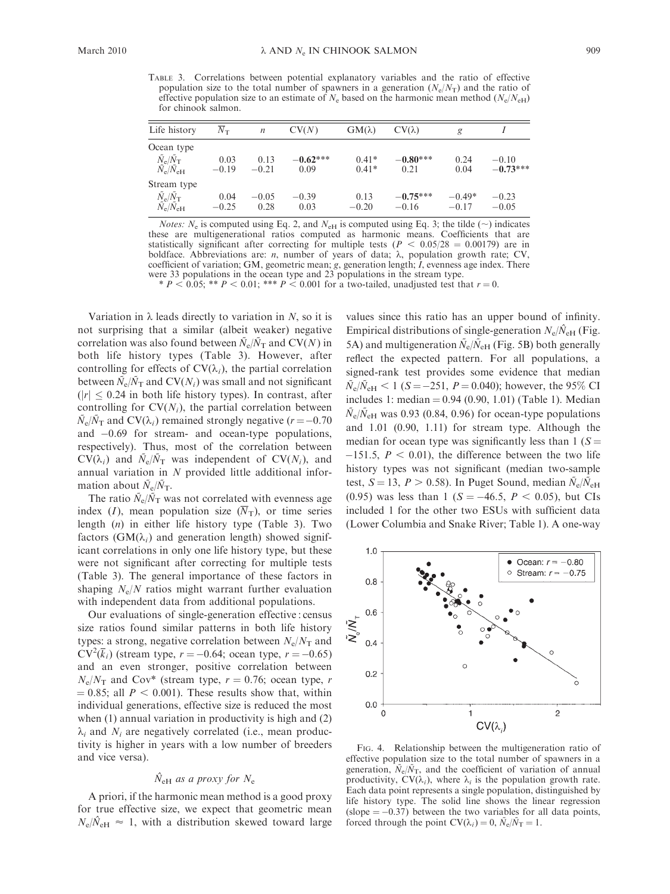TABLE 3. Correlations between potential explanatory variables and the ratio of effective population size to the total number of spawners in a generation ($N_e/N_T$) and the ratio of effective population size to an estimate of $N_e$ based on the harmonic mean method ($N_e/N_{eH}$) for chinook salmon.

| Life history | $\bar{N}_T$ | $n$ | CV($N$) | GM($\lambda$) | CV($\lambda$) | $g$ | $I$ |
|---|---|---|---|---|---|---|---|
| Ocean type | | | | | | | |
| $\tilde{N}_e/\tilde{N}_T$ | 0.03 | 0.13 | **−0.62*** ** | 0.41* | **−0.80*** ** | 0.24 | −0.10 |
| $\tilde{N}_e/\tilde{N}_{eH}$ | −0.19 | −0.21 | 0.09 | 0.41* | 0.21 | 0.04 | **−0.73*** ** |
| Stream type | | | | | | | |
| $\tilde{N}_e/\tilde{N}_T$ | 0.04 | −0.05 | −0.39 | 0.13 | **−0.75*** ** | −0.49* | −0.23 |
| $\tilde{N}_e/\tilde{N}_{eH}$ | −0.25 | 0.28 | 0.03 | −0.20 | −0.16 | −0.17 | −0.05 |

*Notes:* $N_e$ is computed using Eq. 2, and $N_{eH}$ is computed using Eq. 3; the tilde (~) indicates these are multigenerational ratios computed as harmonic means. Coefficients that are statistically significant after correcting for multiple tests ($P < 0.05/28 = 0.00179$) are in boldface. Abbreviations are: $n$, number of years of data; $\lambda$, population growth rate; CV, coefficient of variation; GM, geometric mean; $g$, generation length; $I$, evenness age index. There were 33 populations in the ocean type and 23 populations in the stream type.

* $P < 0.05$; ** $P < 0.01$; *** $P < 0.001$ for a two-tailed, unadjusted test that $r = 0$.

Variation in $\lambda$ leads directly to variation in $N$, so it is not surprising that a similar (albeit weaker) negative correlation was also found between $\tilde{N}_e/\tilde{N}_T$ and CV($N$) in both life history types (Table 3). However, after controlling for effects of CV($\lambda_i$), the partial correlation between $\tilde{N}_e/\tilde{N}_T$ and CV($N_i$) was small and not significant ($|r| \leq 0.24$ in both life history types). In contrast, after controlling for CV($N_i$), the partial correlation between $\tilde{N}_e/\tilde{N}_T$ and CV($\lambda_i$) remained strongly negative ($r = -0.70$ and $-0.69$ for stream- and ocean-type populations, respectively). Thus, most of the correlation between CV($\lambda_i$) and $\tilde{N}_e/\tilde{N}_T$ was independent of CV($N_i$), and annual variation in $N$ provided little additional information about $\tilde{N}_e/\tilde{N}_T$.

The ratio $\tilde{N}_e/\tilde{N}_T$ was not correlated with evenness age index ($I$), mean population size ($\bar{N}_T$), or time series length ($n$) in either life history type (Table 3). Two factors (GM($\lambda_i$) and generation length) showed significant correlations in only one life history type, but these were not significant after correcting for multiple tests (Table 3). The general importance of these factors in shaping $N_e/N$ ratios might warrant further evaluation with independent data from additional populations.

Our evaluations of single-generation effective : census size ratios found similar patterns in both life history types: a strong, negative correlation between $N_e/N_T$ and $\text{CV}^2(\bar{k}_i)$ (stream type, $r = -0.64$; ocean type, $r = -0.65$) and an even stronger, positive correlation between $N_e/N_T$ and Cov* (stream type, $r = 0.76$; ocean type, $r = 0.85$; all $P < 0.001$). These results show that, within individual generations, effective size is reduced the most when (1) annual variation in productivity is high and (2) $\lambda_i$ and $N_i$ are negatively correlated (i.e., mean productivity is higher in years with a low number of breeders and vice versa).

### $\hat{N}_{eH}$ *as a proxy for* $N_e$

A priori, if the harmonic mean method is a good proxy for true effective size, we expect that geometric mean $N_e/\hat{N}_{eH} \approx 1$, with a distribution skewed toward large values since this ratio has an upper bound of infinity. Empirical distributions of single-generation $N_e/\hat{N}_{eH}$ (Fig. 5A) and multigeneration $\tilde{N}_e/\tilde{N}_{eH}$ (Fig. 5B) both generally reflect the expected pattern. For all populations, a signed-rank test provides some evidence that median $\tilde{N}_e/\tilde{N}_{eH} < 1$ ($S = -251$, $P = 0.040$); however, the 95% CI includes 1: median = 0.94 (0.90, 1.01) (Table 1). Median $\tilde{N}_e/\tilde{N}_{eH}$ was 0.93 (0.84, 0.96) for ocean-type populations and 1.01 (0.90, 1.11) for stream type. Although the median for ocean type was significantly less than 1 ($S = -151.5$, $P < 0.01$), the difference between the two life history types was not significant (median two-sample test, $S = 13$, $P > 0.58$). In Puget Sound, median $\tilde{N}_e/\tilde{N}_{eH}$ (0.95) was less than 1 ($S = -46.5$, $P < 0.05$), but CIs included 1 for the other two ESUs with sufficient data (Lower Columbia and Snake River; Table 1). A one-way

FIG. 4. Relationship between the multigeneration ratio of effective population size to the total number of spawners in a generation, $\tilde{N}_e/\tilde{N}_T$, and the coefficient of variation of annual productivity, CV($\lambda_i$), where $\lambda_i$ is the population growth rate. Each data point represents a single population, distinguished by life history type. The solid line shows the linear regression (slope = −0.37) between the two variables for all data points, forced through the point CV($\lambda_i$) = 0, $\tilde{N}_e/\tilde{N}_T$ = 1.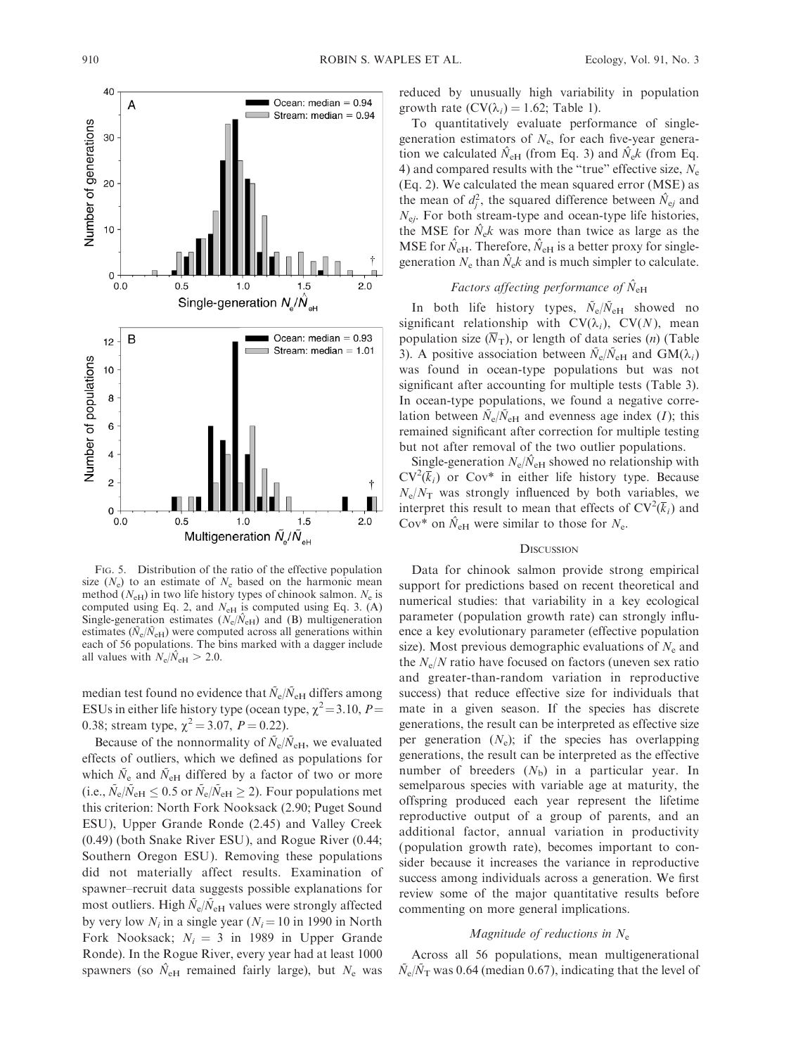FIG. 5. Distribution of the ratio of the effective population size ($N_e$) to an estimate of $N_e$ based on the harmonic mean method ($N_{eH}$) in two life history types of chinook salmon. $N_e$ is computed using Eq. 2, and $N_{eH}$ is computed using Eq. 3. (A) Single-generation estimates ($N_e/\hat{N}_{eH}$) and (B) multigeneration estimates ($\bar{N}_e/\bar{N}_{eH}$) were computed across all generations within each of 56 populations. The bins marked with a dagger include all values with $N_e/\hat{N}_{eH} > 2.0$.

median test found no evidence that $\bar{N}_e/\bar{N}_{eH}$ differs among ESUs in either life history type (ocean type, $\chi^2 = 3.10$, $P = 0.38$; stream type, $\chi^2 = 3.07$, $P = 0.22$).

Because of the nonnormality of $\bar{N}_e/\bar{N}_{eH}$, we evaluated effects of outliers, which we defined as populations for which $\bar{N}_e$ and $\bar{N}_{eH}$ differed by a factor of two or more (i.e., $\bar{N}_e/\bar{N}_{eH} \leq 0.5$ or $\bar{N}_e/\bar{N}_{eH} \geq 2$). Four populations met this criterion: North Fork Nooksack (2.90; Puget Sound ESU), Upper Grande Ronde (2.45) and Valley Creek (0.49) (both Snake River ESU), and Rogue River (0.44; Southern Oregon ESU). Removing these populations did not materially affect results. Examination of spawner–recruit data suggests possible explanations for most outliers. High $\bar{N}_e/\bar{N}_{eH}$ values were strongly affected by very low $N_i$ in a single year ($N_i = 10$ in 1990 in North Fork Nooksack; $N_i = 3$ in 1989 in Upper Grande Ronde). In the Rogue River, every year had at least 1000 spawners (so $\hat{N}_{eH}$ remained fairly large), but $N_e$ was reduced by unusually high variability in population growth rate ($CV(\lambda_i) = 1.62$; Table 1).

To quantitatively evaluate performance of single-generation estimators of $N_e$, for each five-year generation we calculated $\hat{N}_{eH}$ (from Eq. 3) and $\hat{N}_e k$ (from Eq. 4) and compared results with the "true" effective size, $N_e$ (Eq. 2). We calculated the mean squared error (MSE) as the mean of $d_j^2$, the squared difference between $\hat{N}_{ej}$ and $N_{ej}$. For both stream-type and ocean-type life histories, the MSE for $\hat{N}_e k$ was more than twice as large as the MSE for $\hat{N}_{eH}$. Therefore, $\hat{N}_{eH}$ is a better proxy for single-generation $N_e$ than $\hat{N}_e k$ and is much simpler to calculate.

### *Factors affecting performance of $\hat{N}_{eH}$*

In both life history types, $\bar{N}_e/\bar{N}_{eH}$ showed no significant relationship with $CV(\lambda_i)$, $CV(N)$, mean population size ($\overline{N}_T$), or length of data series ($n$) (Table 3). A positive association between $\bar{N}_e/\bar{N}_{eH}$ and $GM(\lambda_i)$ was found in ocean-type populations but was not significant after accounting for multiple tests (Table 3). In ocean-type populations, we found a negative correlation between $\bar{N}_e/\bar{N}_{eH}$ and evenness age index ($I$); this remained significant after correction for multiple testing but not after removal of the two outlier populations.

Single-generation $N_e/\hat{N}_{eH}$ showed no relationship with $CV^2(\bar{k}_i)$ or Cov* in either life history type. Because $N_e/N_T$ was strongly influenced by both variables, we interpret this result to mean that effects of $CV^2(\bar{k}_i)$ and Cov* on $\hat{N}_{eH}$ were similar to those for $N_e$.

## DISCUSSION

Data for chinook salmon provide strong empirical support for predictions based on recent theoretical and numerical studies: that variability in a key ecological parameter (population growth rate) can strongly influence a key evolutionary parameter (effective population size). Most previous demographic evaluations of $N_e$ and the $N_e/N$ ratio have focused on factors (uneven sex ratio and greater-than-random variation in reproductive success) that reduce effective size for individuals that mate in a given season. If the species has discrete generations, the result can be interpreted as effective size per generation ($N_e$); if the species has overlapping generations, the result can be interpreted as the effective number of breeders ($N_b$) in a particular year. In semelparous species with variable age at maturity, the offspring produced each year represent the lifetime reproductive output of a group of parents, and an additional factor, annual variation in productivity (population growth rate), becomes important to consider because it increases the variance in reproductive success among individuals across a generation. We first review some of the major quantitative results before commenting on more general implications.

### *Magnitude of reductions in $N_e$*

Across all 56 populations, mean multigenerational $\bar{N}_e/\bar{N}_T$ was 0.64 (median 0.67), indicating that the level of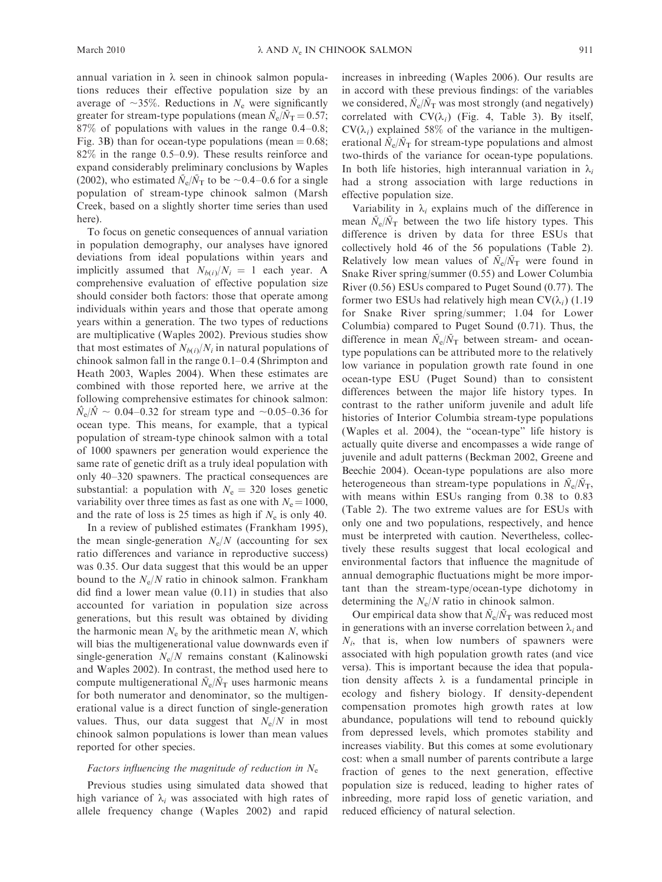annual variation in $\lambda$ seen in chinook salmon populations reduces their effective population size by an average of ~35%. Reductions in $N_e$ were significantly greater for stream-type populations (mean $\tilde{N}_e/\tilde{N}_T = 0.57$; 87% of populations with values in the range 0.4–0.8; Fig. 3B) than for ocean-type populations (mean = 0.68; 82% in the range 0.5–0.9). These results reinforce and expand considerably preliminary conclusions by Waples (2002), who estimated $\tilde{N}_e/\tilde{N}_T$ to be ~0.4–0.6 for a single population of stream-type chinook salmon (Marsh Creek, based on a slightly shorter time series than used here).

To focus on genetic consequences of annual variation in population demography, our analyses have ignored deviations from ideal populations within years and implicitly assumed that $N_{b(i)}/N_i = 1$ each year. A comprehensive evaluation of effective population size should consider both factors: those that operate among individuals within years and those that operate among years within a generation. The two types of reductions are multiplicative (Waples 2002). Previous studies show that most estimates of $N_{b(i)}/N_i$ in natural populations of chinook salmon fall in the range 0.1–0.4 (Shrimpton and Heath 2003, Waples 2004). When these estimates are combined with those reported here, we arrive at the following comprehensive estimates for chinook salmon: $\hat{N}_e/\hat{N} \sim 0.04$–0.32 for stream type and ~0.05–0.36 for ocean type. This means, for example, that a typical population of stream-type chinook salmon with a total of 1000 spawners per generation would experience the same rate of genetic drift as a truly ideal population with only 40–320 spawners. The practical consequences are substantial: a population with $N_e = 320$ loses genetic variability over three times as fast as one with $N_e = 1000$, and the rate of loss is 25 times as high if $N_e$ is only 40.

In a review of published estimates (Frankham 1995), the mean single-generation $N_e/N$ (accounting for sex ratio differences and variance in reproductive success) was 0.35. Our data suggest that this would be an upper bound to the $N_e/N$ ratio in chinook salmon. Frankham did find a lower mean value (0.11) in studies that also accounted for variation in population size across generations, but this result was obtained by dividing the harmonic mean $N_e$ by the arithmetic mean $N$, which will bias the multigenerational value downwards even if single-generation $N_e/N$ remains constant (Kalinowski and Waples 2002). In contrast, the method used here to compute multigenerational $\tilde{N}_e/\tilde{N}_T$ uses harmonic means for both numerator and denominator, so the multigenerational value is a direct function of single-generation values. Thus, our data suggest that $N_e/N$ in most chinook salmon populations is lower than mean values reported for other species.

### *Factors influencing the magnitude of reduction in $N_e$*

Previous studies using simulated data showed that high variance of $\lambda_i$ was associated with high rates of allele frequency change (Waples 2002) and rapid increases in inbreeding (Waples 2006). Our results are in accord with these previous findings: of the variables we considered, $\tilde{N}_e/\tilde{N}_T$ was most strongly (and negatively) correlated with $\text{CV}(\lambda_i)$ (Fig. 4, Table 3). By itself, $\text{CV}(\lambda_i)$ explained 58% of the variance in the multigenerational $\tilde{N}_e/\tilde{N}_T$ for stream-type populations and almost two-thirds of the variance for ocean-type populations. In both life histories, high interannual variation in $\lambda_i$ had a strong association with large reductions in effective population size.

Variability in $\lambda_i$ explains much of the difference in mean $\tilde{N}_e/\tilde{N}_T$ between the two life history types. This difference is driven by data for three ESUs that collectively hold 46 of the 56 populations (Table 2). Relatively low mean values of $\tilde{N}_e/\tilde{N}_T$ were found in Snake River spring/summer (0.55) and Lower Columbia River (0.56) ESUs compared to Puget Sound (0.77). The former two ESUs had relatively high mean $\text{CV}(\lambda_i)$ (1.19 for Snake River spring/summer; 1.04 for Lower Columbia) compared to Puget Sound (0.71). Thus, the difference in mean $\tilde{N}_e/\tilde{N}_T$ between stream- and ocean-type populations can be attributed more to the relatively low variance in population growth rate found in one ocean-type ESU (Puget Sound) than to consistent differences between the major life history types. In contrast to the rather uniform juvenile and adult life histories of Interior Columbia stream-type populations (Waples et al. 2004), the "ocean-type" life history is actually quite diverse and encompasses a wide range of juvenile and adult patterns (Beckman 2002, Greene and Beechie 2004). Ocean-type populations are also more heterogeneous than stream-type populations in $\tilde{N}_e/\tilde{N}_T$, with means within ESUs ranging from 0.38 to 0.83 (Table 2). The two extreme values are for ESUs with only one and two populations, respectively, and hence must be interpreted with caution. Nevertheless, collectively these results suggest that local ecological and environmental factors that influence the magnitude of annual demographic fluctuations might be more important than the stream-type/ocean-type dichotomy in determining the $N_e/N$ ratio in chinook salmon.

Our empirical data show that $\tilde{N}_e/\tilde{N}_T$ was reduced most in generations with an inverse correlation between $\lambda_i$ and $N_i$, that is, when low numbers of spawners were associated with high population growth rates (and vice versa). This is important because the idea that population density affects $\lambda$ is a fundamental principle in ecology and fishery biology. If density-dependent compensation promotes high growth rates at low abundance, populations will tend to rebound quickly from depressed levels, which promotes stability and increases viability. But this comes at some evolutionary cost: when a small number of parents contribute a large fraction of genes to the next generation, effective population size is reduced, leading to higher rates of inbreeding, more rapid loss of genetic variation, and reduced efficiency of natural selection.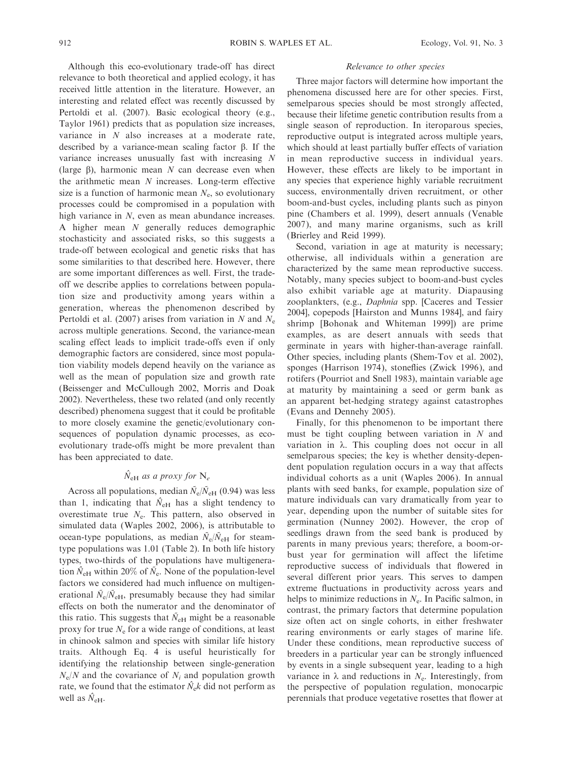Although this eco-evolutionary trade-off has direct relevance to both theoretical and applied ecology, it has received little attention in the literature. However, an interesting and related effect was recently discussed by Pertoldi et al. (2007). Basic ecological theory (e.g., Taylor 1961) predicts that as population size increases, variance in $N$ also increases at a moderate rate, described by a variance-mean scaling factor β. If the variance increases unusually fast with increasing $N$ (large β), harmonic mean $N$ can decrease even when the arithmetic mean $N$ increases. Long-term effective size is a function of harmonic mean $N_e$, so evolutionary processes could be compromised in a population with high variance in $N$, even as mean abundance increases. A higher mean $N$ generally reduces demographic stochasticity and associated risks, so this suggests a trade-off between ecological and genetic risks that has some similarities to that described here. However, there are some important differences as well. First, the trade-off we describe applies to correlations between population size and productivity among years within a generation, whereas the phenomenon described by Pertoldi et al. (2007) arises from variation in $N$ and $N_e$ across multiple generations. Second, the variance-mean scaling effect leads to implicit trade-offs even if only demographic factors are considered, since most population viability models depend heavily on the variance as well as the mean of population size and growth rate (Beissenger and McCullough 2002, Morris and Doak 2002). Nevertheless, these two related (and only recently described) phenomena suggest that it could be profitable to more closely examine the genetic/evolutionary consequences of population dynamic processes, as eco-evolutionary trade-offs might be more prevalent than has been appreciated to date.

### $\hat{N}_{eH}$ *as a proxy for* $N_e$

Across all populations, median $\tilde{N}_e/\tilde{N}_{eH}$ (0.94) was less than 1, indicating that $\hat{N}_{eH}$ has a slight tendency to overestimate true $N_e$. This pattern, also observed in simulated data (Waples 2002, 2006), is attributable to ocean-type populations, as median $\tilde{N}_e/\tilde{N}_{eH}$ for stream-type populations was 1.01 (Table 2). In both life history types, two-thirds of the populations have multigeneration $\hat{N}_{eH}$ within 20% of $\tilde{N}_e$. None of the population-level factors we considered had much influence on multigenerational $\tilde{N}_e/\tilde{N}_{eH}$, presumably because they had similar effects on both the numerator and the denominator of this ratio. This suggests that $\tilde{N}_{eH}$ might be a reasonable proxy for true $N_e$ for a wide range of conditions, at least in chinook salmon and species with similar life history traits. Although Eq. 4 is useful heuristically for identifying the relationship between single-generation $N_e/N$ and the covariance of $N_i$ and population growth rate, we found that the estimator $\hat{N}_e k$ did not perform as well as $\hat{N}_{eH}$.

### *Relevance to other species*

Three major factors will determine how important the phenomena discussed here are for other species. First, semelparous species should be most strongly affected, because their lifetime genetic contribution results from a single season of reproduction. In iteroparous species, reproductive output is integrated across multiple years, which should at least partially buffer effects of variation in mean reproductive success in individual years. However, these effects are likely to be important in any species that experience highly variable recruitment success, environmentally driven recruitment, or other boom-and-bust cycles, including plants such as pinyon pine (Chambers et al. 1999), desert annuals (Venable 2007), and many marine organisms, such as krill (Brierley and Reid 1999).

Second, variation in age at maturity is necessary; otherwise, all individuals within a generation are characterized by the same mean reproductive success. Notably, many species subject to boom-and-bust cycles also exhibit variable age at maturity. Diapausing zooplankters, (e.g., *Daphnia* spp. [Caceres and Tessier 2004], copepods [Hairston and Munns 1984], and fairy shrimp [Bohonak and Whiteman 1999]) are prime examples, as are desert annuals with seeds that germinate in years with higher-than-average rainfall. Other species, including plants (Shem-Tov et al. 2002), sponges (Harrison 1974), stoneflies (Zwick 1996), and rotifers (Pourriot and Snell 1983), maintain variable age at maturity by maintaining a seed or germ bank as an apparent bet-hedging strategy against catastrophes (Evans and Dennehy 2005).

Finally, for this phenomenon to be important there must be tight coupling between variation in $N$ and variation in λ. This coupling does not occur in all semelparous species; the key is whether density-dependent population regulation occurs in a way that affects individual cohorts as a unit (Waples 2006). In annual plants with seed banks, for example, population size of mature individuals can vary dramatically from year to year, depending upon the number of suitable sites for germination (Nunney 2002). However, the crop of seedlings drawn from the seed bank is produced by parents in many previous years; therefore, a boom-or-bust year for germination will affect the lifetime reproductive success of individuals that flowered in several different prior years. This serves to dampen extreme fluctuations in productivity across years and helps to minimize reductions in $N_e$. In Pacific salmon, in contrast, the primary factors that determine population size often act on single cohorts, in either freshwater rearing environments or early stages of marine life. Under these conditions, mean reproductive success of breeders in a particular year can be strongly influenced by events in a single subsequent year, leading to a high variance in λ and reductions in $N_e$. Interestingly, from the perspective of population regulation, monocarpic perennials that produce vegetative rosettes that flower at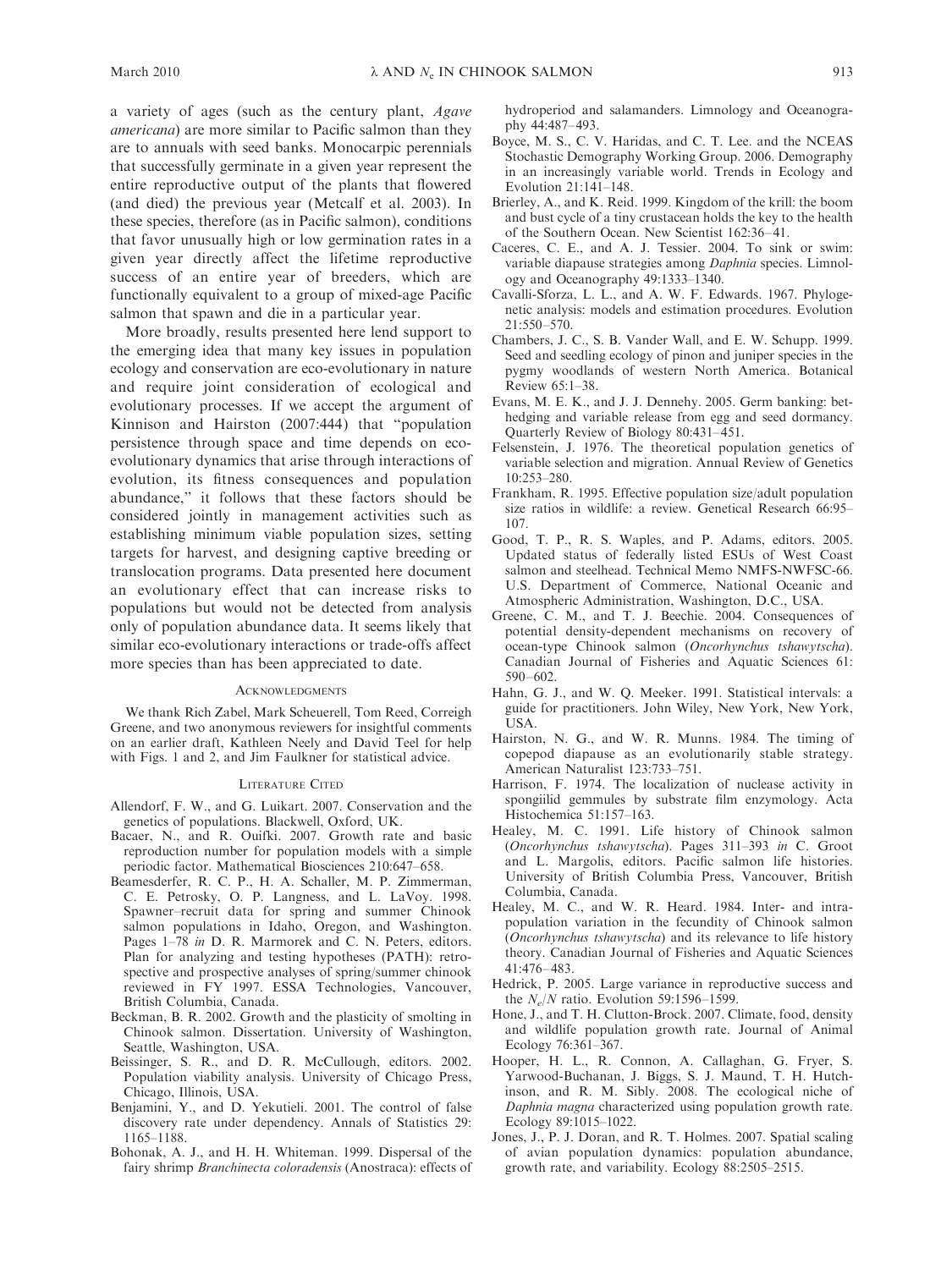a variety of ages (such as the century plant, *Agave americana*) are more similar to Pacific salmon than they are to annuals with seed banks. Monocarpic perennials that successfully germinate in a given year represent the entire reproductive output of the plants that flowered (and died) the previous year (Metcalf et al. 2003). In these species, therefore (as in Pacific salmon), conditions that favor unusually high or low germination rates in a given year directly affect the lifetime reproductive success of an entire year of breeders, which are functionally equivalent to a group of mixed-age Pacific salmon that spawn and die in a particular year.

More broadly, results presented here lend support to the emerging idea that many key issues in population ecology and conservation are eco-evolutionary in nature and require joint consideration of ecological and evolutionary processes. If we accept the argument of Kinnison and Hairston (2007:444) that "population persistence through space and time depends on eco-evolutionary dynamics that arise through interactions of evolution, its fitness consequences and population abundance," it follows that these factors should be considered jointly in management activities such as establishing minimum viable population sizes, setting targets for harvest, and designing captive breeding or translocation programs. Data presented here document an evolutionary effect that can increase risks to populations but would not be detected from analysis only of population abundance data. It seems likely that similar eco-evolutionary interactions or trade-offs affect more species than has been appreciated to date.

## Acknowledgments

We thank Rich Zabel, Mark Scheuerell, Tom Reed, Correigh Greene, and two anonymous reviewers for insightful comments on an earlier draft, Kathleen Neely and David Teel for help with Figs. 1 and 2, and Jim Faulkner for statistical advice.

## Literature Cited

Allendorf, F. W., and G. Luikart. 2007. Conservation and the genetics of populations. Blackwell, Oxford, UK.

Bacaer, N., and R. Ouifki. 2007. Growth rate and basic reproduction number for population models with a simple periodic factor. Mathematical Biosciences 210:647–658.

Beamesderfer, R. C. P., H. A. Schaller, M. P. Zimmerman, C. E. Petrosky, O. P. Langness, and L. LaVoy. 1998. Spawner–recruit data for spring and summer Chinook salmon populations in Idaho, Oregon, and Washington. Pages 1–78 *in* D. R. Marmorek and C. N. Peters, editors. Plan for analyzing and testing hypotheses (PATH): retrospective and prospective analyses of spring/summer chinook reviewed in FY 1997. ESSA Technologies, Vancouver, British Columbia, Canada.

Beckman, B. R. 2002. Growth and the plasticity of smolting in Chinook salmon. Dissertation. University of Washington, Seattle, Washington, USA.

Beissinger, S. R., and D. R. McCullough, editors. 2002. Population viability analysis. University of Chicago Press, Chicago, Illinois, USA.

Benjamini, Y., and D. Yekutieli. 2001. The control of false discovery rate under dependency. Annals of Statistics 29: 1165–1188.

Bohonak, A. J., and H. H. Whiteman. 1999. Dispersal of the fairy shrimp *Branchinecta coloradensis* (Anostraca): effects of hydroperiod and salamanders. Limnology and Oceanography 44:487–493.

Boyce, M. S., C. V. Haridas, and C. T. Lee. and the NCEAS Stochastic Demography Working Group. 2006. Demography in an increasingly variable world. Trends in Ecology and Evolution 21:141–148.

Brierley, A., and K. Reid. 1999. Kingdom of the krill: the boom and bust cycle of a tiny crustacean holds the key to the health of the Southern Ocean. New Scientist 162:36–41.

Caceres, C. E., and A. J. Tessier. 2004. To sink or swim: variable diapause strategies among *Daphnia* species. Limnology and Oceanography 49:1333–1340.

Cavalli-Sforza, L. L., and A. W. F. Edwards. 1967. Phylogenetic analysis: models and estimation procedures. Evolution 21:550–570.

Chambers, J. C., S. B. Vander Wall, and E. W. Schupp. 1999. Seed and seedling ecology of pinon and juniper species in the pygmy woodlands of western North America. Botanical Review 65:1–38.

Evans, M. E. K., and J. J. Dennehy. 2005. Germ banking: bet-hedging and variable release from egg and seed dormancy. Quarterly Review of Biology 80:431–451.

Felsenstein, J. 1976. The theoretical population genetics of variable selection and migration. Annual Review of Genetics 10:253–280.

Frankham, R. 1995. Effective population size/adult population size ratios in wildlife: a review. Genetical Research 66:95–107.

Good, T. P., R. S. Waples, and P. Adams, editors. 2005. Updated status of federally listed ESUs of West Coast salmon and steelhead. Technical Memo NMFS-NWFSC-66. U.S. Department of Commerce, National Oceanic and Atmospheric Administration, Washington, D.C., USA.

Greene, C. M., and T. J. Beechie. 2004. Consequences of potential density-dependent mechanisms on recovery of ocean-type Chinook salmon (*Oncorhynchus tshawytscha*). Canadian Journal of Fisheries and Aquatic Sciences 61: 590–602.

Hahn, G. J., and W. Q. Meeker. 1991. Statistical intervals: a guide for practitioners. John Wiley, New York, New York, USA.

Hairston, N. G., and W. R. Munns. 1984. The timing of copepod diapause as an evolutionarily stable strategy. American Naturalist 123:733–751.

Harrison, F. 1974. The localization of nuclease activity in spongiilid gemmules by substrate film enzymology. Acta Histochemica 51:157–163.

Healey, M. C. 1991. Life history of Chinook salmon (*Oncorhynchus tshawytscha*). Pages 311–393 *in* C. Groot and L. Margolis, editors. Pacific salmon life histories. University of British Columbia Press, Vancouver, British Columbia, Canada.

Healey, M. C., and W. R. Heard. 1984. Inter- and intrapopulation variation in the fecundity of Chinook salmon (*Oncorhynchus tshawytscha*) and its relevance to life history theory. Canadian Journal of Fisheries and Aquatic Sciences 41:476–483.

Hedrick, P. 2005. Large variance in reproductive success and the $N_e/N$ ratio. Evolution 59:1596–1599.

Hone, J., and T. H. Clutton-Brock. 2007. Climate, food, density and wildlife population growth rate. Journal of Animal Ecology 76:361–367.

Hooper, H. L., R. Connon, A. Callaghan, G. Fryer, S. Yarwood-Buchanan, J. Biggs, S. J. Maund, T. H. Hutchinson, and R. M. Sibly. 2008. The ecological niche of *Daphnia magna* characterized using population growth rate. Ecology 89:1015–1022.

Jones, J., P. J. Doran, and R. T. Holmes. 2007. Spatial scaling of avian population dynamics: population abundance, growth rate, and variability. Ecology 88:2505–2515.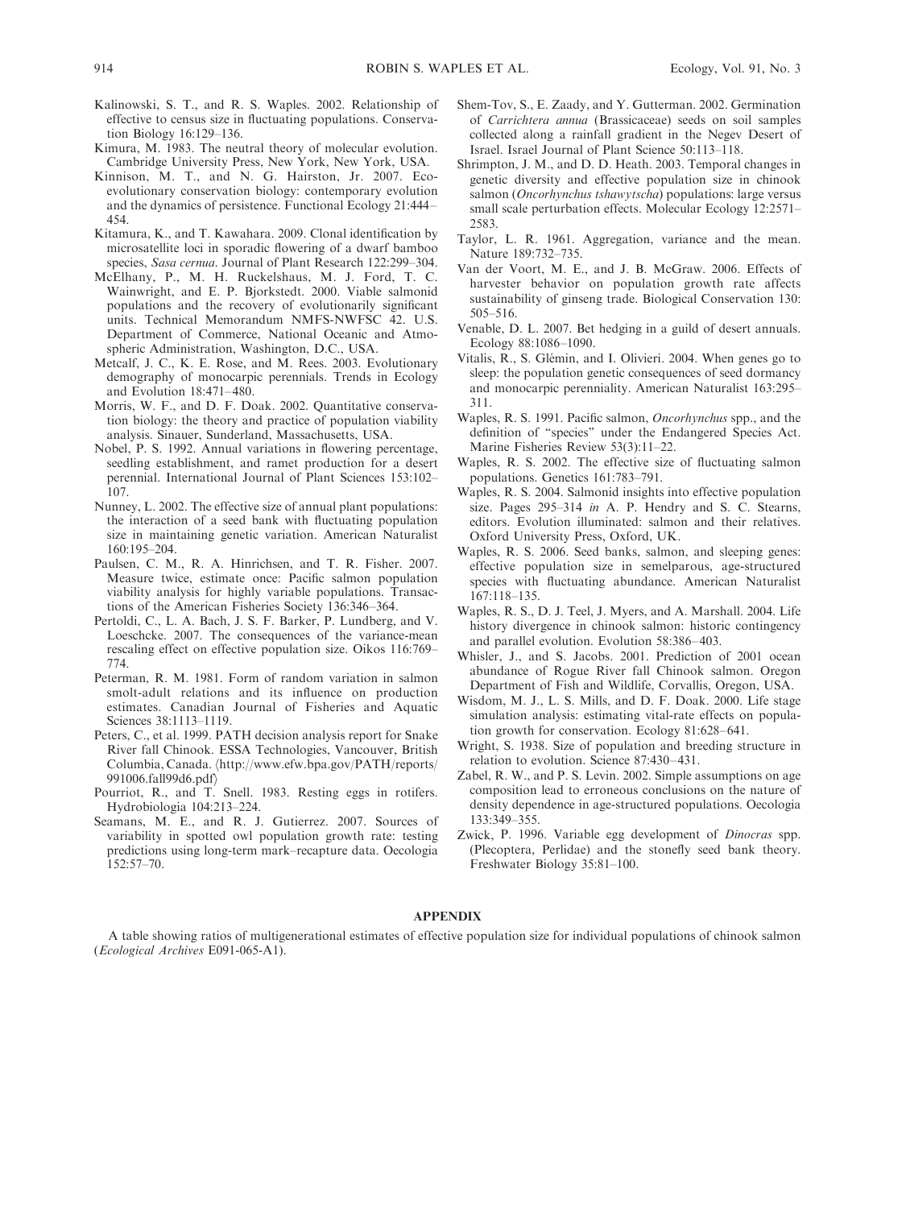Kalinowski, S. T., and R. S. Waples. 2002. Relationship of effective to census size in fluctuating populations. Conservation Biology 16:129–136.

Kimura, M. 1983. The neutral theory of molecular evolution. Cambridge University Press, New York, New York, USA.

Kinnison, M. T., and N. G. Hairston, Jr. 2007. Eco-evolutionary conservation biology: contemporary evolution and the dynamics of persistence. Functional Ecology 21:444–454.

Kitamura, K., and T. Kawahara. 2009. Clonal identification by microsatellite loci in sporadic flowering of a dwarf bamboo species, *Sasa cernua*. Journal of Plant Research 122:299–304.

McElhany, P., M. H. Ruckelshaus, M. J. Ford, T. C. Wainwright, and E. P. Bjorkstedt. 2000. Viable salmonid populations and the recovery of evolutionarily significant units. Technical Memorandum NMFS-NWFSC 42. U.S. Department of Commerce, National Oceanic and Atmospheric Administration, Washington, D.C., USA.

Metcalf, J. C., K. E. Rose, and M. Rees. 2003. Evolutionary demography of monocarpic perennials. Trends in Ecology and Evolution 18:471–480.

Morris, W. F., and D. F. Doak. 2002. Quantitative conservation biology: the theory and practice of population viability analysis. Sinauer, Sunderland, Massachusetts, USA.

Nobel, P. S. 1992. Annual variations in flowering percentage, seedling establishment, and ramet production for a desert perennial. International Journal of Plant Sciences 153:102–107.

Nunney, L. 2002. The effective size of annual plant populations: the interaction of a seed bank with fluctuating population size in maintaining genetic variation. American Naturalist 160:195–204.

Paulsen, C. M., R. A. Hinrichsen, and T. R. Fisher. 2007. Measure twice, estimate once: Pacific salmon population viability analysis for highly variable populations. Transactions of the American Fisheries Society 136:346–364.

Pertoldi, C., L. A. Bach, J. S. F. Barker, P. Lundberg, and V. Loeschcke. 2007. The consequences of the variance-mean rescaling effect on effective population size. Oikos 116:769–774.

Peterman, R. M. 1981. Form of random variation in salmon smolt-adult relations and its influence on production estimates. Canadian Journal of Fisheries and Aquatic Sciences 38:1113–1119.

Peters, C., et al. 1999. PATH decision analysis report for Snake River fall Chinook. ESSA Technologies, Vancouver, British Columbia, Canada. ⟨http://www.efw.bpa.gov/PATH/reports/991006.fall99d6.pdf⟩

Pourriot, R., and T. Snell. 1983. Resting eggs in rotifers. Hydrobiologia 104:213–224.

Seamans, M. E., and R. J. Gutierrez. 2007. Sources of variability in spotted owl population growth rate: testing predictions using long-term mark–recapture data. Oecologia 152:57–70.

Shem-Tov, S., E. Zaady, and Y. Gutterman. 2002. Germination of *Carrichtera annua* (Brassicaceae) seeds on soil samples collected along a rainfall gradient in the Negev Desert of Israel. Israel Journal of Plant Science 50:113–118.

Shrimpton, J. M., and D. D. Heath. 2003. Temporal changes in genetic diversity and effective population size in chinook salmon (*Oncorhynchus tshawytscha*) populations: large versus small scale perturbation effects. Molecular Ecology 12:2571–2583.

Taylor, L. R. 1961. Aggregation, variance and the mean. Nature 189:732–735.

Van der Voort, M. E., and J. B. McGraw. 2006. Effects of harvester behavior on population growth rate affects sustainability of ginseng trade. Biological Conservation 130: 505–516.

Venable, D. L. 2007. Bet hedging in a guild of desert annuals. Ecology 88:1086–1090.

Vitalis, R., S. Glémin, and I. Olivieri. 2004. When genes go to sleep: the population genetic consequences of seed dormancy and monocarpic perenniality. American Naturalist 163:295–311.

Waples, R. S. 1991. Pacific salmon, *Oncorhynchus* spp., and the definition of "species" under the Endangered Species Act. Marine Fisheries Review 53(3):11–22.

Waples, R. S. 2002. The effective size of fluctuating salmon populations. Genetics 161:783–791.

Waples, R. S. 2004. Salmonid insights into effective population size. Pages 295–314 *in* A. P. Hendry and S. C. Stearns, editors. Evolution illuminated: salmon and their relatives. Oxford University Press, Oxford, UK.

Waples, R. S. 2006. Seed banks, salmon, and sleeping genes: effective population size in semelparous, age-structured species with fluctuating abundance. American Naturalist 167:118–135.

Waples, R. S., D. J. Teel, J. Myers, and A. Marshall. 2004. Life history divergence in chinook salmon: historic contingency and parallel evolution. Evolution 58:386–403.

Whisler, J., and S. Jacobs. 2001. Prediction of 2001 ocean abundance of Rogue River fall Chinook salmon. Oregon Department of Fish and Wildlife, Corvallis, Oregon, USA.

Wisdom, M. J., L. S. Mills, and D. F. Doak. 2000. Life stage simulation analysis: estimating vital-rate effects on population growth for conservation. Ecology 81:628–641.

Wright, S. 1938. Size of population and breeding structure in relation to evolution. Science 87:430–431.

Zabel, R. W., and P. S. Levin. 2002. Simple assumptions on age composition lead to erroneous conclusions on the nature of density dependence in age-structured populations. Oecologia 133:349–355.

Zwick, P. 1996. Variable egg development of *Dinocras* spp. (Plecoptera, Perlidae) and the stonefly seed bank theory. Freshwater Biology 35:81–100.

## APPENDIX

A table showing ratios of multigenerational estimates of effective population size for individual populations of chinook salmon (*Ecological Archives* E091-065-A1).